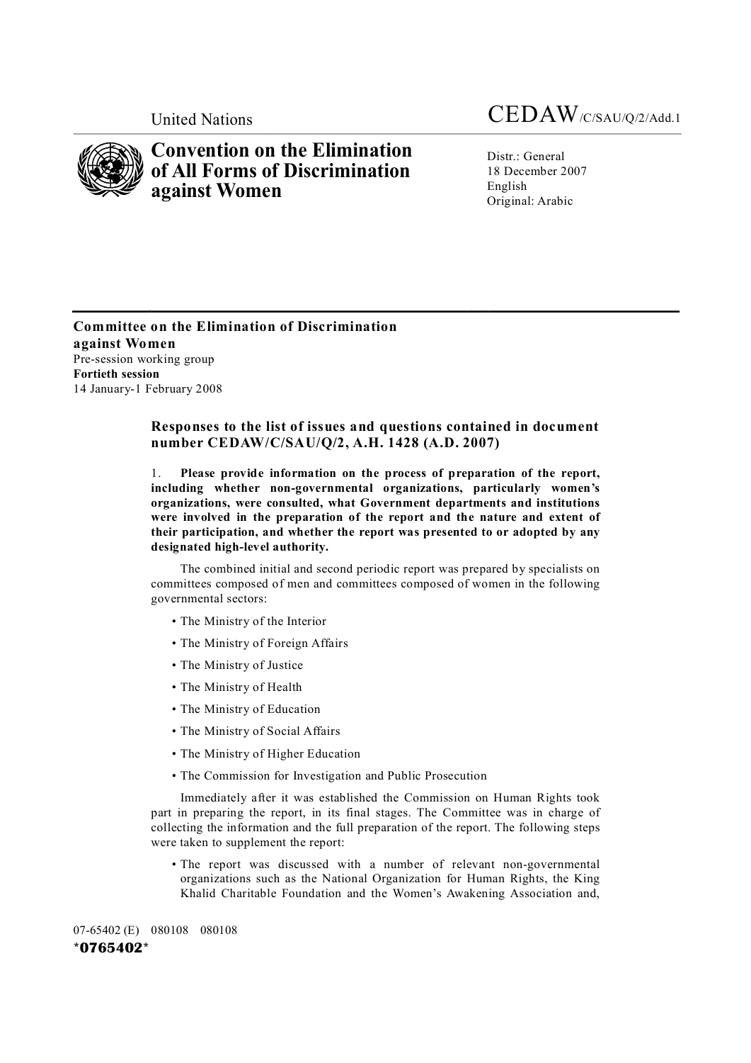United Nations

CEDAW/C/SAU/Q/2/Add.1

# Convention on the Elimination of All Forms of Discrimination against Women

Distr.: General
18 December 2007
English
Original: Arabic

**Committee on the Elimination of Discrimination against Women**
Pre-session working group
**Fortieth session**
14 January-1 February 2008

## Responses to the list of issues and questions contained in document number CEDAW/C/SAU/Q/2, A.H. 1428 (A.D. 2007)

1. **Please provide information on the process of preparation of the report, including whether non-governmental organizations, particularly women's organizations, were consulted, what Government departments and institutions were involved in the preparation of the report and the nature and extent of their participation, and whether the report was presented to or adopted by any designated high-level authority.**

The combined initial and second periodic report was prepared by specialists on committees composed of men and committees composed of women in the following governmental sectors:

- The Ministry of the Interior
- The Ministry of Foreign Affairs
- The Ministry of Justice
- The Ministry of Health
- The Ministry of Education
- The Ministry of Social Affairs
- The Ministry of Higher Education
- The Commission for Investigation and Public Prosecution

Immediately after it was established the Commission on Human Rights took part in preparing the report, in its final stages. The Committee was in charge of collecting the information and the full preparation of the report. The following steps were taken to supplement the report:

- The report was discussed with a number of relevant non-governmental organizations such as the National Organization for Human Rights, the King Khalid Charitable Foundation and the Women's Awakening Association and,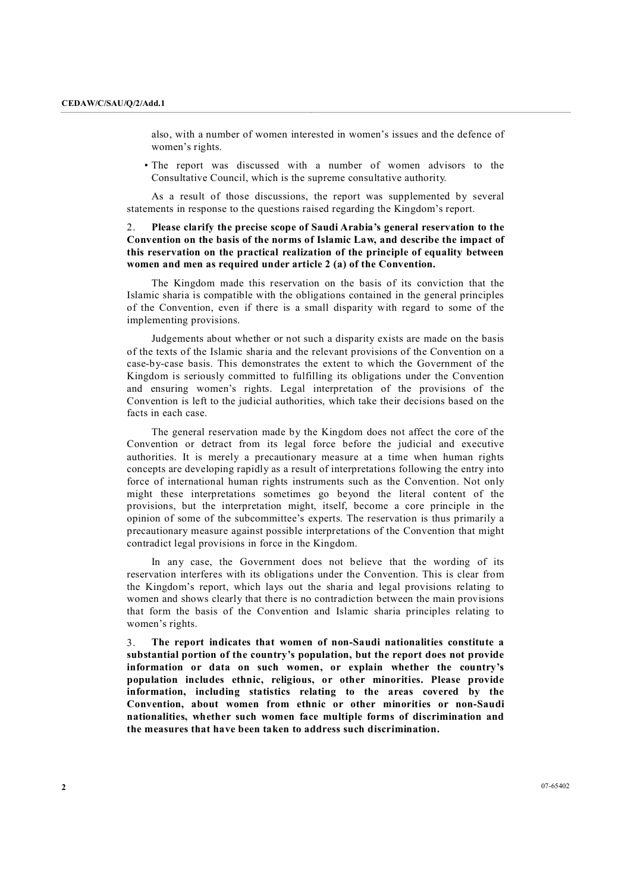also, with a number of women interested in women's issues and the defence of women's rights.

- The report was discussed with a number of women advisors to the Consultative Council, which is the supreme consultative authority.

As a result of those discussions, the report was supplemented by several statements in response to the questions raised regarding the Kingdom's report.

2. **Please clarify the precise scope of Saudi Arabia's general reservation to the Convention on the basis of the norms of Islamic Law, and describe the impact of this reservation on the practical realization of the principle of equality between women and men as required under article 2 (a) of the Convention.**

The Kingdom made this reservation on the basis of its conviction that the Islamic sharia is compatible with the obligations contained in the general principles of the Convention, even if there is a small disparity with regard to some of the implementing provisions.

Judgements about whether or not such a disparity exists are made on the basis of the texts of the Islamic sharia and the relevant provisions of the Convention on a case-by-case basis. This demonstrates the extent to which the Government of the Kingdom is seriously committed to fulfilling its obligations under the Convention and ensuring women's rights. Legal interpretation of the provisions of the Convention is left to the judicial authorities, which take their decisions based on the facts in each case.

The general reservation made by the Kingdom does not affect the core of the Convention or detract from its legal force before the judicial and executive authorities. It is merely a precautionary measure at a time when human rights concepts are developing rapidly as a result of interpretations following the entry into force of international human rights instruments such as the Convention. Not only might these interpretations sometimes go beyond the literal content of the provisions, but the interpretation might, itself, become a core principle in the opinion of some of the subcommittee's experts. The reservation is thus primarily a precautionary measure against possible interpretations of the Convention that might contradict legal provisions in force in the Kingdom.

In any case, the Government does not believe that the wording of its reservation interferes with its obligations under the Convention. This is clear from the Kingdom's report, which lays out the sharia and legal provisions relating to women and shows clearly that there is no contradiction between the main provisions that form the basis of the Convention and Islamic sharia principles relating to women's rights.

3. **The report indicates that women of non-Saudi nationalities constitute a substantial portion of the country's population, but the report does not provide information or data on such women, or explain whether the country's population includes ethnic, religious, or other minorities. Please provide information, including statistics relating to the areas covered by the Convention, about women from ethnic or other minorities or non-Saudi nationalities, whether such women face multiple forms of discrimination and the measures that have been taken to address such discrimination.**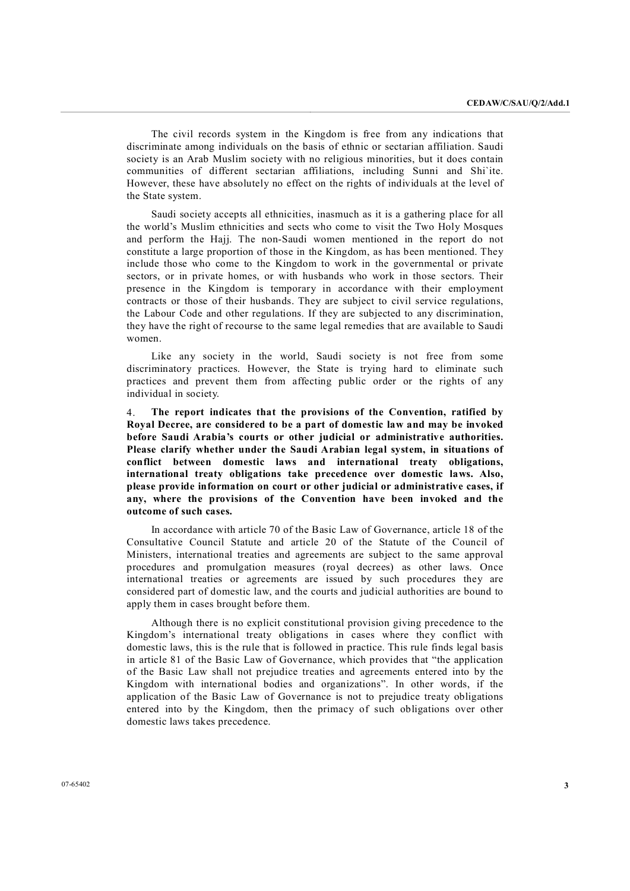The civil records system in the Kingdom is free from any indications that discriminate among individuals on the basis of ethnic or sectarian affiliation. Saudi society is an Arab Muslim society with no religious minorities, but it does contain communities of different sectarian affiliations, including Sunni and Shi`ite. However, these have absolutely no effect on the rights of individuals at the level of the State system.

Saudi society accepts all ethnicities, inasmuch as it is a gathering place for all the world's Muslim ethnicities and sects who come to visit the Two Holy Mosques and perform the Hajj. The non-Saudi women mentioned in the report do not constitute a large proportion of those in the Kingdom, as has been mentioned. They include those who come to the Kingdom to work in the governmental or private sectors, or in private homes, or with husbands who work in those sectors. Their presence in the Kingdom is temporary in accordance with their employment contracts or those of their husbands. They are subject to civil service regulations, the Labour Code and other regulations. If they are subjected to any discrimination, they have the right of recourse to the same legal remedies that are available to Saudi women.

Like any society in the world, Saudi society is not free from some discriminatory practices. However, the State is trying hard to eliminate such practices and prevent them from affecting public order or the rights of any individual in society.

4. **The report indicates that the provisions of the Convention, ratified by Royal Decree, are considered to be a part of domestic law and may be invoked before Saudi Arabia's courts or other judicial or administrative authorities. Please clarify whether under the Saudi Arabian legal system, in situations of conflict between domestic laws and international treaty obligations, international treaty obligations take precedence over domestic laws. Also, please provide information on court or other judicial or administrative cases, if any, where the provisions of the Convention have been invoked and the outcome of such cases.**

In accordance with article 70 of the Basic Law of Governance, article 18 of the Consultative Council Statute and article 20 of the Statute of the Council of Ministers, international treaties and agreements are subject to the same approval procedures and promulgation measures (royal decrees) as other laws. Once international treaties or agreements are issued by such procedures they are considered part of domestic law, and the courts and judicial authorities are bound to apply them in cases brought before them.

Although there is no explicit constitutional provision giving precedence to the Kingdom's international treaty obligations in cases where they conflict with domestic laws, this is the rule that is followed in practice. This rule finds legal basis in article 81 of the Basic Law of Governance, which provides that "the application of the Basic Law shall not prejudice treaties and agreements entered into by the Kingdom with international bodies and organizations". In other words, if the application of the Basic Law of Governance is not to prejudice treaty obligations entered into by the Kingdom, then the primacy of such obligations over other domestic laws takes precedence.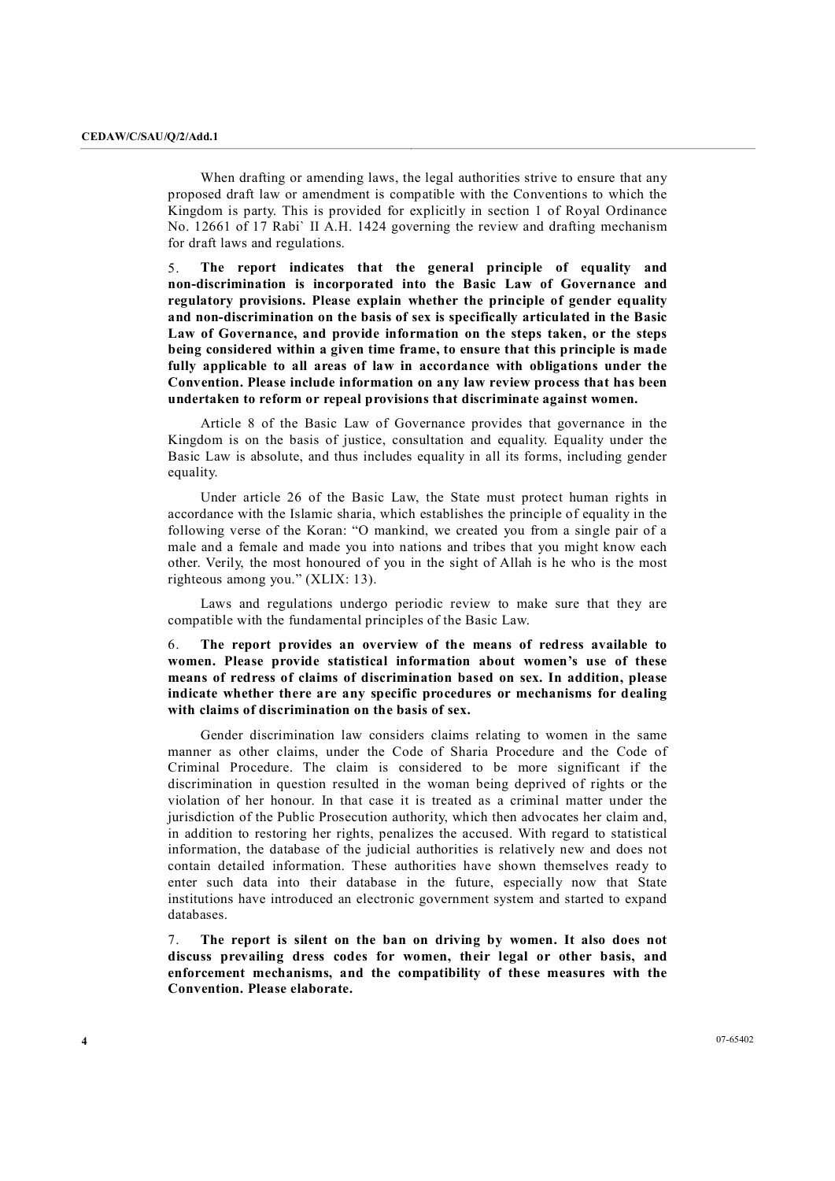When drafting or amending laws, the legal authorities strive to ensure that any proposed draft law or amendment is compatible with the Conventions to which the Kingdom is party. This is provided for explicitly in section 1 of Royal Ordinance No. 12661 of 17 Rabi` II A.H. 1424 governing the review and drafting mechanism for draft laws and regulations.

5. **The report indicates that the general principle of equality and non-discrimination is incorporated into the Basic Law of Governance and regulatory provisions. Please explain whether the principle of gender equality and non-discrimination on the basis of sex is specifically articulated in the Basic Law of Governance, and provide information on the steps taken, or the steps being considered within a given time frame, to ensure that this principle is made fully applicable to all areas of law in accordance with obligations under the Convention. Please include information on any law review process that has been undertaken to reform or repeal provisions that discriminate against women.**

Article 8 of the Basic Law of Governance provides that governance in the Kingdom is on the basis of justice, consultation and equality. Equality under the Basic Law is absolute, and thus includes equality in all its forms, including gender equality.

Under article 26 of the Basic Law, the State must protect human rights in accordance with the Islamic sharia, which establishes the principle of equality in the following verse of the Koran: "O mankind, we created you from a single pair of a male and a female and made you into nations and tribes that you might know each other. Verily, the most honoured of you in the sight of Allah is he who is the most righteous among you." (XLIX: 13).

Laws and regulations undergo periodic review to make sure that they are compatible with the fundamental principles of the Basic Law.

6. **The report provides an overview of the means of redress available to women. Please provide statistical information about women's use of these means of redress of claims of discrimination based on sex. In addition, please indicate whether there are any specific procedures or mechanisms for dealing with claims of discrimination on the basis of sex.**

Gender discrimination law considers claims relating to women in the same manner as other claims, under the Code of Sharia Procedure and the Code of Criminal Procedure. The claim is considered to be more significant if the discrimination in question resulted in the woman being deprived of rights or the violation of her honour. In that case it is treated as a criminal matter under the jurisdiction of the Public Prosecution authority, which then advocates her claim and, in addition to restoring her rights, penalizes the accused. With regard to statistical information, the database of the judicial authorities is relatively new and does not contain detailed information. These authorities have shown themselves ready to enter such data into their database in the future, especially now that State institutions have introduced an electronic government system and started to expand databases.

7. **The report is silent on the ban on driving by women. It also does not discuss prevailing dress codes for women, their legal or other basis, and enforcement mechanisms, and the compatibility of these measures with the Convention. Please elaborate.**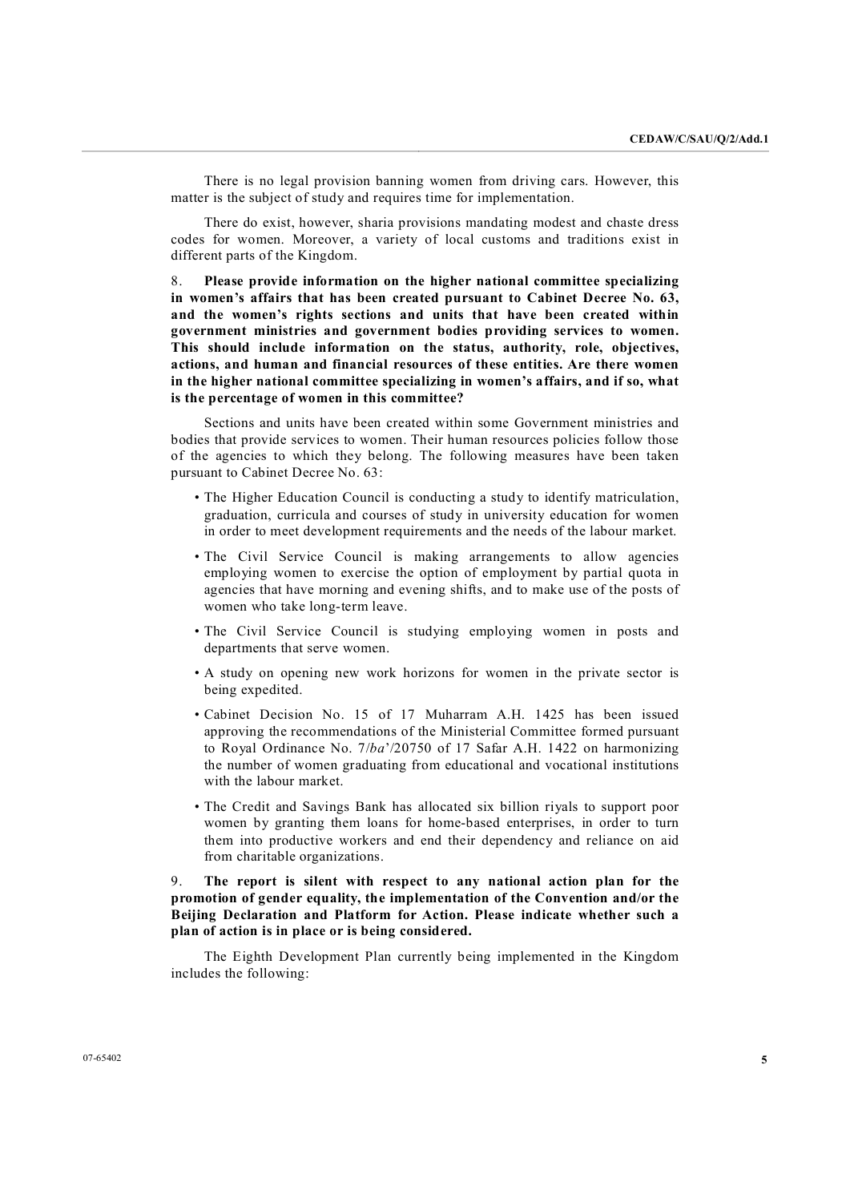There is no legal provision banning women from driving cars. However, this matter is the subject of study and requires time for implementation.

There do exist, however, sharia provisions mandating modest and chaste dress codes for women. Moreover, a variety of local customs and traditions exist in different parts of the Kingdom.

8. **Please provide information on the higher national committee specializing in women's affairs that has been created pursuant to Cabinet Decree No. 63, and the women's rights sections and units that have been created within government ministries and government bodies providing services to women. This should include information on the status, authority, role, objectives, actions, and human and financial resources of these entities. Are there women in the higher national committee specializing in women's affairs, and if so, what is the percentage of women in this committee?**

Sections and units have been created within some Government ministries and bodies that provide services to women. Their human resources policies follow those of the agencies to which they belong. The following measures have been taken pursuant to Cabinet Decree No. 63:

- The Higher Education Council is conducting a study to identify matriculation, graduation, curricula and courses of study in university education for women in order to meet development requirements and the needs of the labour market.
- The Civil Service Council is making arrangements to allow agencies employing women to exercise the option of employment by partial quota in agencies that have morning and evening shifts, and to make use of the posts of women who take long-term leave.
- The Civil Service Council is studying employing women in posts and departments that serve women.
- A study on opening new work horizons for women in the private sector is being expedited.
- Cabinet Decision No. 15 of 17 Muharram A.H. 1425 has been issued approving the recommendations of the Ministerial Committee formed pursuant to Royal Ordinance No. 7/*ba*'/20750 of 17 Safar A.H. 1422 on harmonizing the number of women graduating from educational and vocational institutions with the labour market.
- The Credit and Savings Bank has allocated six billion riyals to support poor women by granting them loans for home-based enterprises, in order to turn them into productive workers and end their dependency and reliance on aid from charitable organizations.

9. **The report is silent with respect to any national action plan for the promotion of gender equality, the implementation of the Convention and/or the Beijing Declaration and Platform for Action. Please indicate whether such a plan of action is in place or is being considered.**

The Eighth Development Plan currently being implemented in the Kingdom includes the following: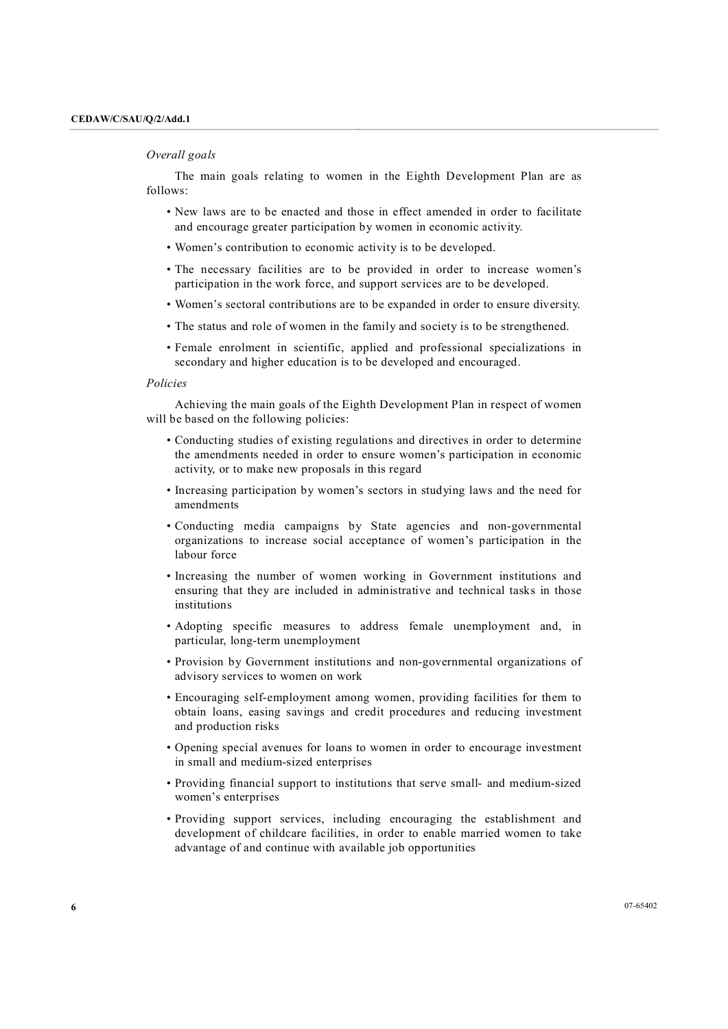*Overall goals*

The main goals relating to women in the Eighth Development Plan are as follows:

- New laws are to be enacted and those in effect amended in order to facilitate and encourage greater participation by women in economic activity.
- Women's contribution to economic activity is to be developed.
- The necessary facilities are to be provided in order to increase women's participation in the work force, and support services are to be developed.
- Women's sectoral contributions are to be expanded in order to ensure diversity.
- The status and role of women in the family and society is to be strengthened.
- Female enrolment in scientific, applied and professional specializations in secondary and higher education is to be developed and encouraged.

*Policies*

Achieving the main goals of the Eighth Development Plan in respect of women will be based on the following policies:

- Conducting studies of existing regulations and directives in order to determine the amendments needed in order to ensure women's participation in economic activity, or to make new proposals in this regard
- Increasing participation by women's sectors in studying laws and the need for amendments
- Conducting media campaigns by State agencies and non-governmental organizations to increase social acceptance of women's participation in the labour force
- Increasing the number of women working in Government institutions and ensuring that they are included in administrative and technical tasks in those institutions
- Adopting specific measures to address female unemployment and, in particular, long-term unemployment
- Provision by Government institutions and non-governmental organizations of advisory services to women on work
- Encouraging self-employment among women, providing facilities for them to obtain loans, easing savings and credit procedures and reducing investment and production risks
- Opening special avenues for loans to women in order to encourage investment in small and medium-sized enterprises
- Providing financial support to institutions that serve small- and medium-sized women's enterprises
- Providing support services, including encouraging the establishment and development of childcare facilities, in order to enable married women to take advantage of and continue with available job opportunities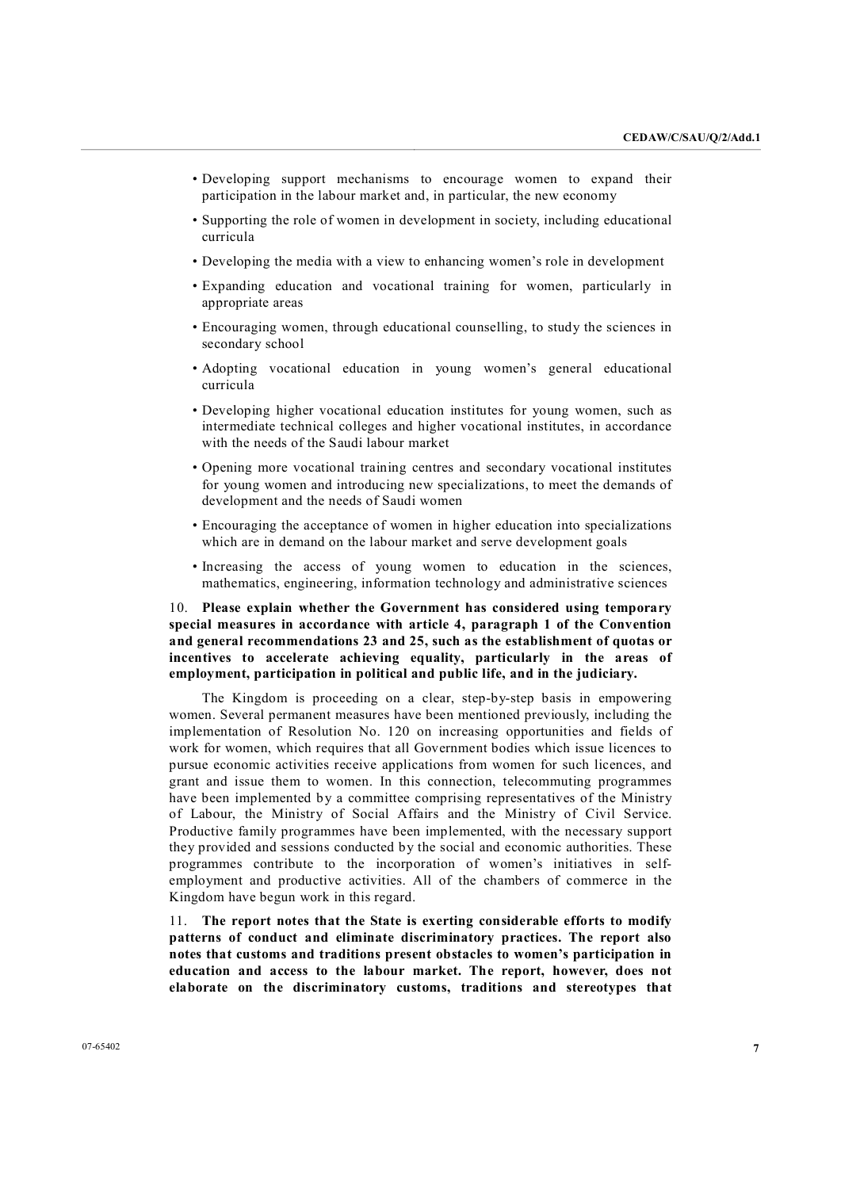- Developing support mechanisms to encourage women to expand their participation in the labour market and, in particular, the new economy
- Supporting the role of women in development in society, including educational curricula
- Developing the media with a view to enhancing women's role in development
- Expanding education and vocational training for women, particularly in appropriate areas
- Encouraging women, through educational counselling, to study the sciences in secondary school
- Adopting vocational education in young women's general educational curricula
- Developing higher vocational education institutes for young women, such as intermediate technical colleges and higher vocational institutes, in accordance with the needs of the Saudi labour market
- Opening more vocational training centres and secondary vocational institutes for young women and introducing new specializations, to meet the demands of development and the needs of Saudi women
- Encouraging the acceptance of women in higher education into specializations which are in demand on the labour market and serve development goals
- Increasing the access of young women to education in the sciences, mathematics, engineering, information technology and administrative sciences

10. **Please explain whether the Government has considered using temporary special measures in accordance with article 4, paragraph 1 of the Convention and general recommendations 23 and 25, such as the establishment of quotas or incentives to accelerate achieving equality, particularly in the areas of employment, participation in political and public life, and in the judiciary.**

The Kingdom is proceeding on a clear, step-by-step basis in empowering women. Several permanent measures have been mentioned previously, including the implementation of Resolution No. 120 on increasing opportunities and fields of work for women, which requires that all Government bodies which issue licences to pursue economic activities receive applications from women for such licences, and grant and issue them to women. In this connection, telecommuting programmes have been implemented by a committee comprising representatives of the Ministry of Labour, the Ministry of Social Affairs and the Ministry of Civil Service. Productive family programmes have been implemented, with the necessary support they provided and sessions conducted by the social and economic authorities. These programmes contribute to the incorporation of women's initiatives in self-employment and productive activities. All of the chambers of commerce in the Kingdom have begun work in this regard.

11. **The report notes that the State is exerting considerable efforts to modify patterns of conduct and eliminate discriminatory practices. The report also notes that customs and traditions present obstacles to women's participation in education and access to the labour market. The report, however, does not elaborate on the discriminatory customs, traditions and stereotypes that**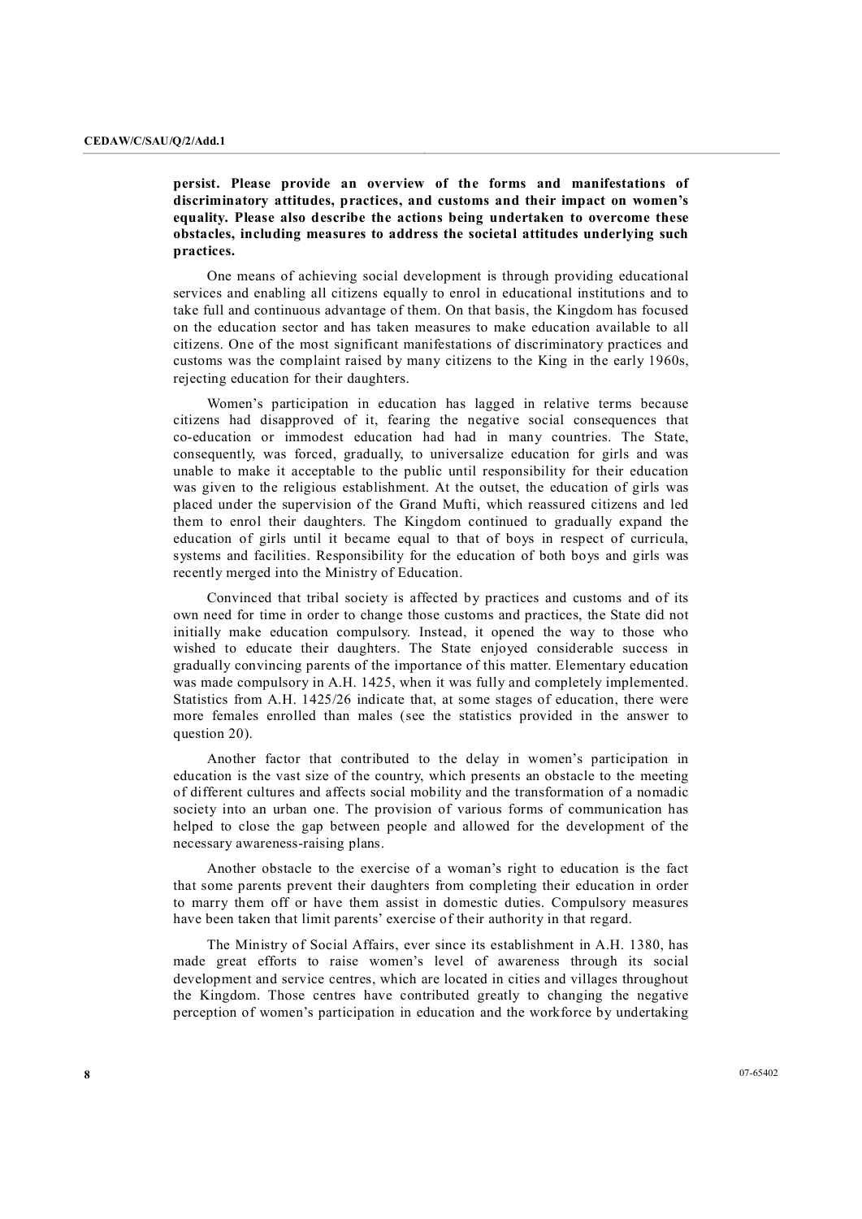**persist. Please provide an overview of the forms and manifestations of discriminatory attitudes, practices, and customs and their impact on women's equality. Please also describe the actions being undertaken to overcome these obstacles, including measures to address the societal attitudes underlying such practices.**

One means of achieving social development is through providing educational services and enabling all citizens equally to enrol in educational institutions and to take full and continuous advantage of them. On that basis, the Kingdom has focused on the education sector and has taken measures to make education available to all citizens. One of the most significant manifestations of discriminatory practices and customs was the complaint raised by many citizens to the King in the early 1960s, rejecting education for their daughters.

Women's participation in education has lagged in relative terms because citizens had disapproved of it, fearing the negative social consequences that co-education or immodest education had had in many countries. The State, consequently, was forced, gradually, to universalize education for girls and was unable to make it acceptable to the public until responsibility for their education was given to the religious establishment. At the outset, the education of girls was placed under the supervision of the Grand Mufti, which reassured citizens and led them to enrol their daughters. The Kingdom continued to gradually expand the education of girls until it became equal to that of boys in respect of curricula, systems and facilities. Responsibility for the education of both boys and girls was recently merged into the Ministry of Education.

Convinced that tribal society is affected by practices and customs and of its own need for time in order to change those customs and practices, the State did not initially make education compulsory. Instead, it opened the way to those who wished to educate their daughters. The State enjoyed considerable success in gradually convincing parents of the importance of this matter. Elementary education was made compulsory in A.H. 1425, when it was fully and completely implemented. Statistics from A.H. 1425/26 indicate that, at some stages of education, there were more females enrolled than males (see the statistics provided in the answer to question 20).

Another factor that contributed to the delay in women's participation in education is the vast size of the country, which presents an obstacle to the meeting of different cultures and affects social mobility and the transformation of a nomadic society into an urban one. The provision of various forms of communication has helped to close the gap between people and allowed for the development of the necessary awareness-raising plans.

Another obstacle to the exercise of a woman's right to education is the fact that some parents prevent their daughters from completing their education in order to marry them off or have them assist in domestic duties. Compulsory measures have been taken that limit parents' exercise of their authority in that regard.

The Ministry of Social Affairs, ever since its establishment in A.H. 1380, has made great efforts to raise women's level of awareness through its social development and service centres, which are located in cities and villages throughout the Kingdom. Those centres have contributed greatly to changing the negative perception of women's participation in education and the workforce by undertaking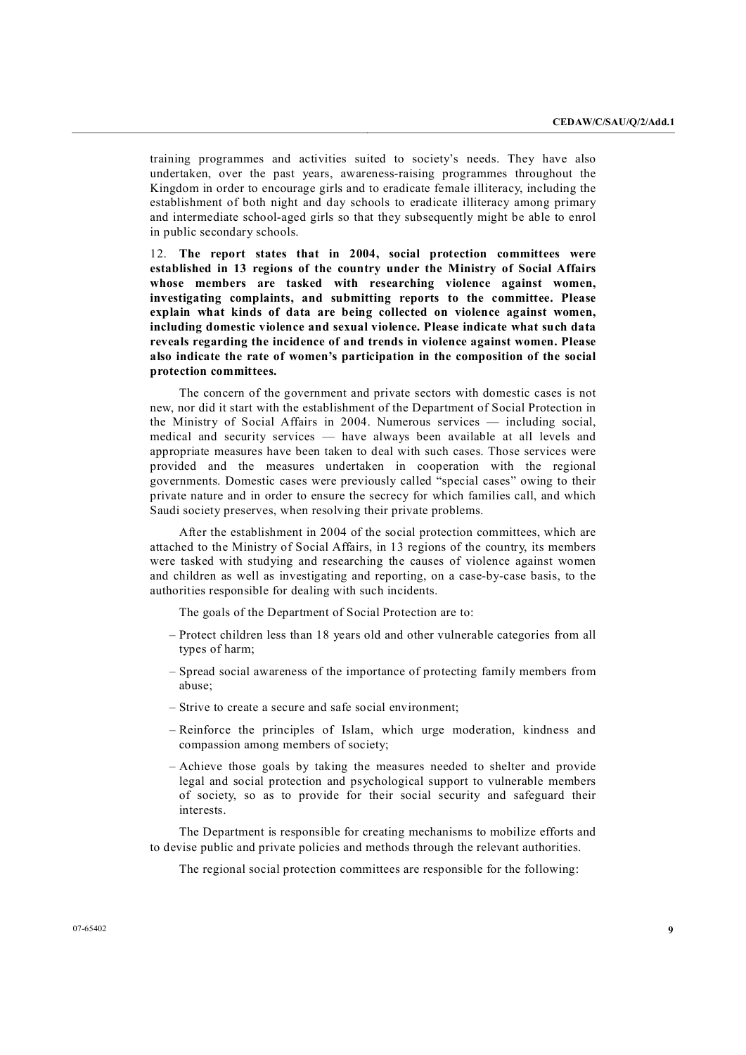training programmes and activities suited to society's needs. They have also undertaken, over the past years, awareness-raising programmes throughout the Kingdom in order to encourage girls and to eradicate female illiteracy, including the establishment of both night and day schools to eradicate illiteracy among primary and intermediate school-aged girls so that they subsequently might be able to enrol in public secondary schools.

12. **The report states that in 2004, social protection committees were established in 13 regions of the country under the Ministry of Social Affairs whose members are tasked with researching violence against women, investigating complaints, and submitting reports to the committee. Please explain what kinds of data are being collected on violence against women, including domestic violence and sexual violence. Please indicate what such data reveals regarding the incidence of and trends in violence against women. Please also indicate the rate of women's participation in the composition of the social protection committees.**

The concern of the government and private sectors with domestic cases is not new, nor did it start with the establishment of the Department of Social Protection in the Ministry of Social Affairs in 2004. Numerous services — including social, medical and security services — have always been available at all levels and appropriate measures have been taken to deal with such cases. Those services were provided and the measures undertaken in cooperation with the regional governments. Domestic cases were previously called "special cases" owing to their private nature and in order to ensure the secrecy for which families call, and which Saudi society preserves, when resolving their private problems.

After the establishment in 2004 of the social protection committees, which are attached to the Ministry of Social Affairs, in 13 regions of the country, its members were tasked with studying and researching the causes of violence against women and children as well as investigating and reporting, on a case-by-case basis, to the authorities responsible for dealing with such incidents.

The goals of the Department of Social Protection are to:

- Protect children less than 18 years old and other vulnerable categories from all types of harm;
- Spread social awareness of the importance of protecting family members from abuse;
- Strive to create a secure and safe social environment;
- Reinforce the principles of Islam, which urge moderation, kindness and compassion among members of society;
- Achieve those goals by taking the measures needed to shelter and provide legal and social protection and psychological support to vulnerable members of society, so as to provide for their social security and safeguard their interests.

The Department is responsible for creating mechanisms to mobilize efforts and to devise public and private policies and methods through the relevant authorities.

The regional social protection committees are responsible for the following: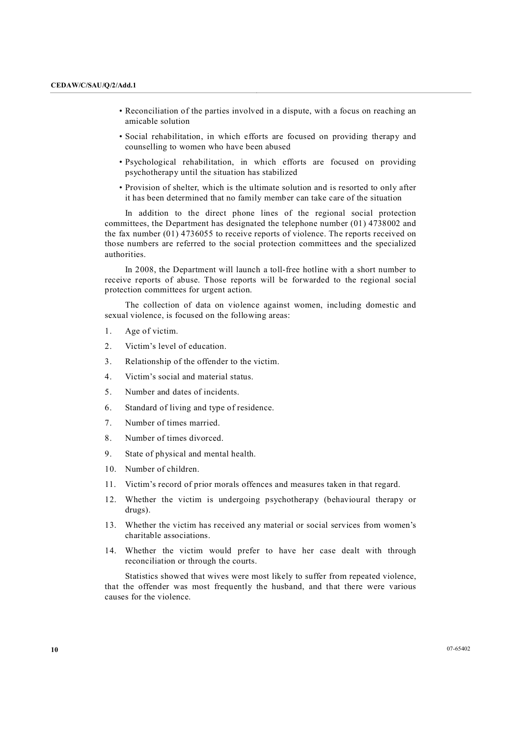- Reconciliation of the parties involved in a dispute, with a focus on reaching an amicable solution
- Social rehabilitation, in which efforts are focused on providing therapy and counselling to women who have been abused
- Psychological rehabilitation, in which efforts are focused on providing psychotherapy until the situation has stabilized
- Provision of shelter, which is the ultimate solution and is resorted to only after it has been determined that no family member can take care of the situation

In addition to the direct phone lines of the regional social protection committees, the Department has designated the telephone number (01) 4738002 and the fax number (01) 4736055 to receive reports of violence. The reports received on those numbers are referred to the social protection committees and the specialized authorities.

In 2008, the Department will launch a toll-free hotline with a short number to receive reports of abuse. Those reports will be forwarded to the regional social protection committees for urgent action.

The collection of data on violence against women, including domestic and sexual violence, is focused on the following areas:

1. Age of victim.
2. Victim's level of education.
3. Relationship of the offender to the victim.
4. Victim's social and material status.
5. Number and dates of incidents.
6. Standard of living and type of residence.
7. Number of times married.
8. Number of times divorced.
9. State of physical and mental health.
10. Number of children.
11. Victim's record of prior morals offences and measures taken in that regard.
12. Whether the victim is undergoing psychotherapy (behavioural therapy or drugs).
13. Whether the victim has received any material or social services from women's charitable associations.
14. Whether the victim would prefer to have her case dealt with through reconciliation or through the courts.

Statistics showed that wives were most likely to suffer from repeated violence, that the offender was most frequently the husband, and that there were various causes for the violence.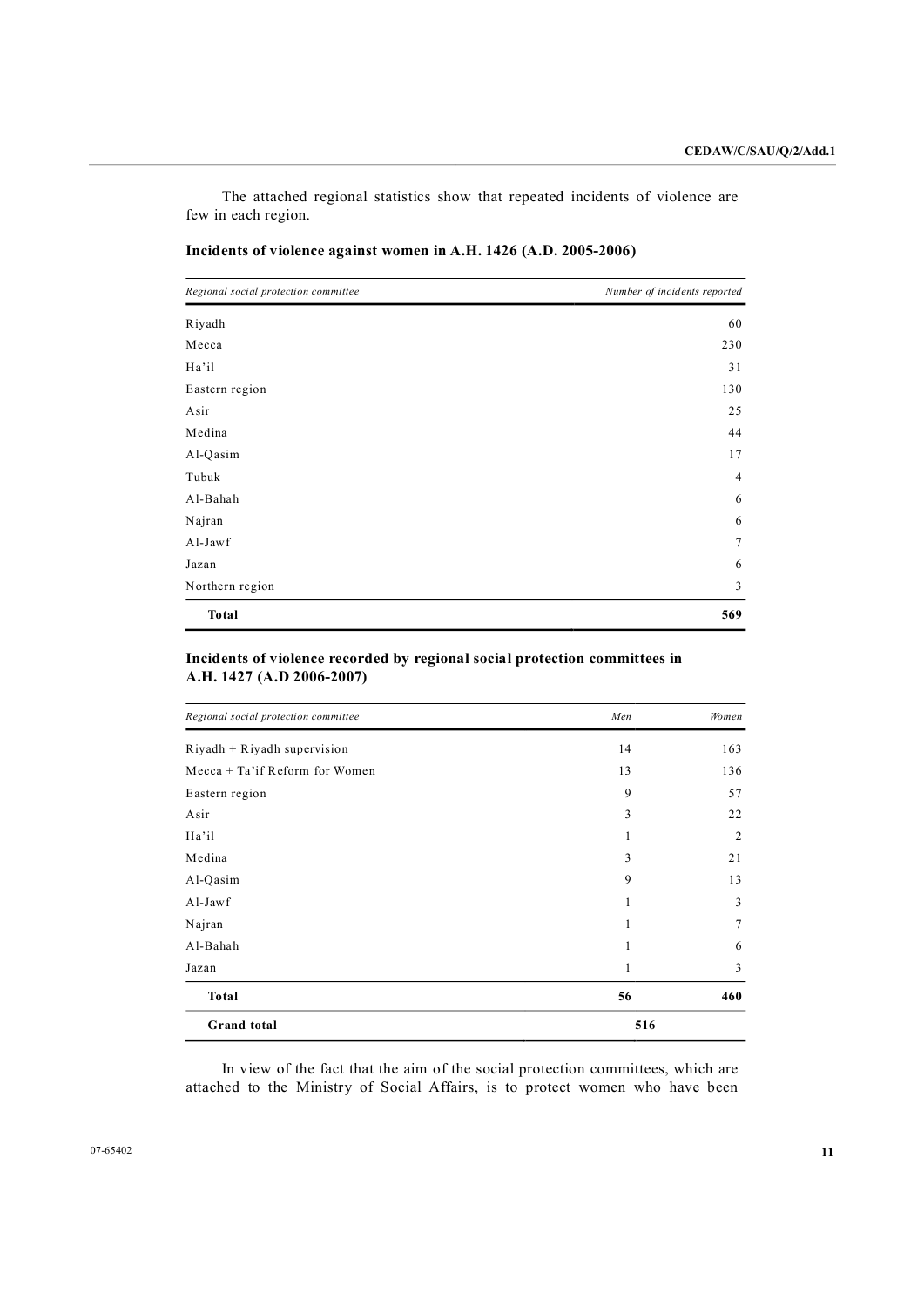The attached regional statistics show that repeated incidents of violence are few in each region.

**Incidents of violence against women in A.H. 1426 (A.D. 2005-2006)**

| *Regional social protection committee* | *Number of incidents reported* |
|---|---|
| Riyadh | 60 |
| Mecca | 230 |
| Ha'il | 31 |
| Eastern region | 130 |
| Asir | 25 |
| Medina | 44 |
| Al-Qasim | 17 |
| Tubuk | 4 |
| Al-Bahah | 6 |
| Najran | 6 |
| Al-Jawf | 7 |
| Jazan | 6 |
| Northern region | 3 |
| **Total** | **569** |

**Incidents of violence recorded by regional social protection committees in A.H. 1427 (A.D 2006-2007)**

| *Regional social protection committee* | *Men* | *Women* |
|---|---|---|
| Riyadh + Riyadh supervision | 14 | 163 |
| Mecca + Ta'if Reform for Women | 13 | 136 |
| Eastern region | 9 | 57 |
| Asir | 3 | 22 |
| Ha'il | 1 | 2 |
| Medina | 3 | 21 |
| Al-Qasim | 9 | 13 |
| Al-Jawf | 1 | 3 |
| Najran | 1 | 7 |
| Al-Bahah | 1 | 6 |
| Jazan | 1 | 3 |
| **Total** | **56** | **460** |
| **Grand total** | **516** | |

In view of the fact that the aim of the social protection committees, which are attached to the Ministry of Social Affairs, is to protect women who have been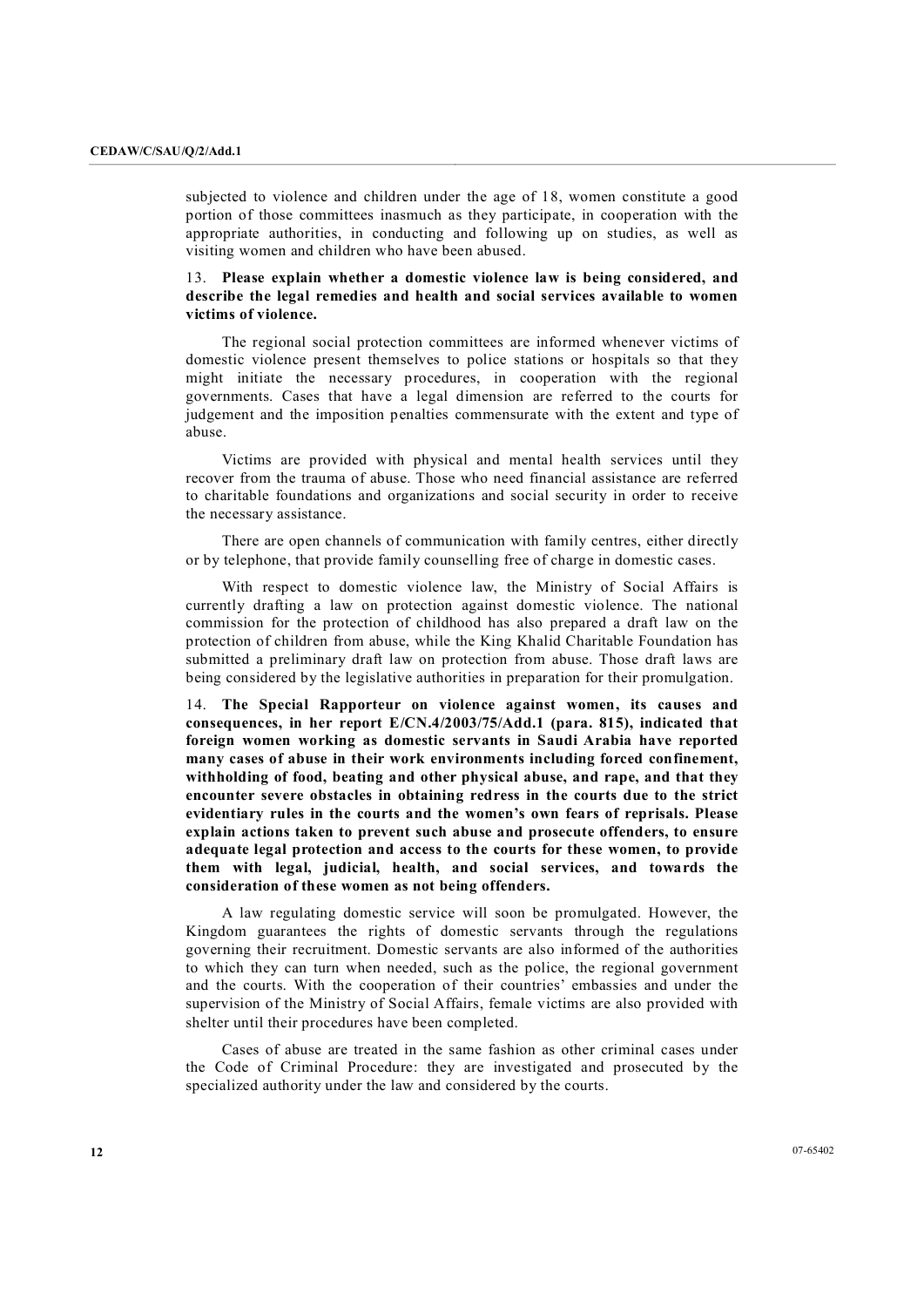subjected to violence and children under the age of 18, women constitute a good portion of those committees inasmuch as they participate, in cooperation with the appropriate authorities, in conducting and following up on studies, as well as visiting women and children who have been abused.

13. **Please explain whether a domestic violence law is being considered, and describe the legal remedies and health and social services available to women victims of violence.**

The regional social protection committees are informed whenever victims of domestic violence present themselves to police stations or hospitals so that they might initiate the necessary procedures, in cooperation with the regional governments. Cases that have a legal dimension are referred to the courts for judgement and the imposition penalties commensurate with the extent and type of abuse.

Victims are provided with physical and mental health services until they recover from the trauma of abuse. Those who need financial assistance are referred to charitable foundations and organizations and social security in order to receive the necessary assistance.

There are open channels of communication with family centres, either directly or by telephone, that provide family counselling free of charge in domestic cases.

With respect to domestic violence law, the Ministry of Social Affairs is currently drafting a law on protection against domestic violence. The national commission for the protection of childhood has also prepared a draft law on the protection of children from abuse, while the King Khalid Charitable Foundation has submitted a preliminary draft law on protection from abuse. Those draft laws are being considered by the legislative authorities in preparation for their promulgation.

14. **The Special Rapporteur on violence against women, its causes and consequences, in her report E/CN.4/2003/75/Add.1 (para. 815), indicated that foreign women working as domestic servants in Saudi Arabia have reported many cases of abuse in their work environments including forced confinement, withholding of food, beating and other physical abuse, and rape, and that they encounter severe obstacles in obtaining redress in the courts due to the strict evidentiary rules in the courts and the women's own fears of reprisals. Please explain actions taken to prevent such abuse and prosecute offenders, to ensure adequate legal protection and access to the courts for these women, to provide them with legal, judicial, health, and social services, and towards the consideration of these women as not being offenders.**

A law regulating domestic service will soon be promulgated. However, the Kingdom guarantees the rights of domestic servants through the regulations governing their recruitment. Domestic servants are also informed of the authorities to which they can turn when needed, such as the police, the regional government and the courts. With the cooperation of their countries' embassies and under the supervision of the Ministry of Social Affairs, female victims are also provided with shelter until their procedures have been completed.

Cases of abuse are treated in the same fashion as other criminal cases under the Code of Criminal Procedure: they are investigated and prosecuted by the specialized authority under the law and considered by the courts.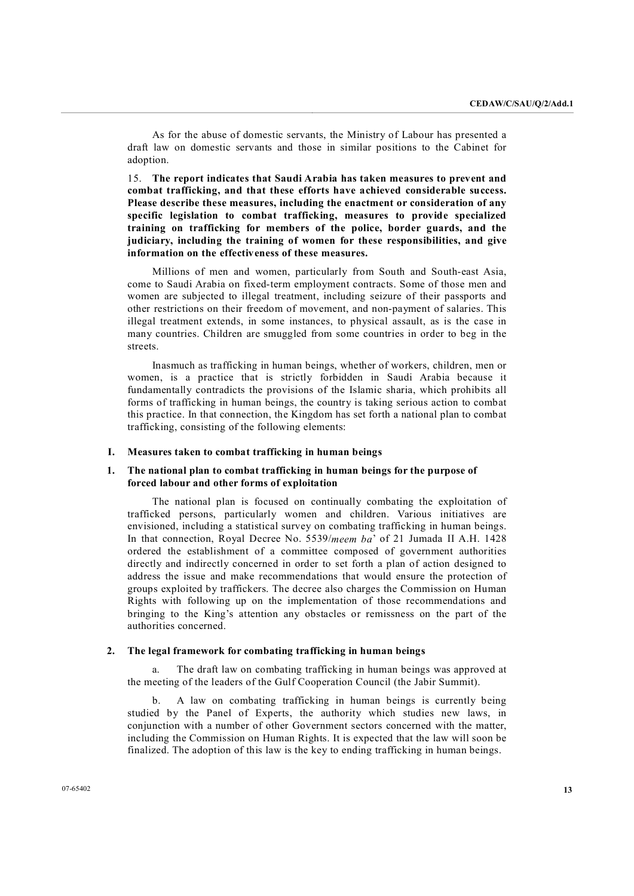As for the abuse of domestic servants, the Ministry of Labour has presented a draft law on domestic servants and those in similar positions to the Cabinet for adoption.

15. **The report indicates that Saudi Arabia has taken measures to prevent and combat trafficking, and that these efforts have achieved considerable success. Please describe these measures, including the enactment or consideration of any specific legislation to combat trafficking, measures to provide specialized training on trafficking for members of the police, border guards, and the judiciary, including the training of women for these responsibilities, and give information on the effectiveness of these measures.**

Millions of men and women, particularly from South and South-east Asia, come to Saudi Arabia on fixed-term employment contracts. Some of those men and women are subjected to illegal treatment, including seizure of their passports and other restrictions on their freedom of movement, and non-payment of salaries. This illegal treatment extends, in some instances, to physical assault, as is the case in many countries. Children are smuggled from some countries in order to beg in the streets.

Inasmuch as trafficking in human beings, whether of workers, children, men or women, is a practice that is strictly forbidden in Saudi Arabia because it fundamentally contradicts the provisions of the Islamic sharia, which prohibits all forms of trafficking in human beings, the country is taking serious action to combat this practice. In that connection, the Kingdom has set forth a national plan to combat trafficking, consisting of the following elements:

## I. Measures taken to combat trafficking in human beings

### 1. The national plan to combat trafficking in human beings for the purpose of forced labour and other forms of exploitation

The national plan is focused on continually combating the exploitation of trafficked persons, particularly women and children. Various initiatives are envisioned, including a statistical survey on combating trafficking in human beings. In that connection, Royal Decree No. 5539/*meem ba*' of 21 Jumada II A.H. 1428 ordered the establishment of a committee composed of government authorities directly and indirectly concerned in order to set forth a plan of action designed to address the issue and make recommendations that would ensure the protection of groups exploited by traffickers. The decree also charges the Commission on Human Rights with following up on the implementation of those recommendations and bringing to the King's attention any obstacles or remissness on the part of the authorities concerned.

### 2. The legal framework for combating trafficking in human beings

a. The draft law on combating trafficking in human beings was approved at the meeting of the leaders of the Gulf Cooperation Council (the Jabir Summit).

b. A law on combating trafficking in human beings is currently being studied by the Panel of Experts, the authority which studies new laws, in conjunction with a number of other Government sectors concerned with the matter, including the Commission on Human Rights. It is expected that the law will soon be finalized. The adoption of this law is the key to ending trafficking in human beings.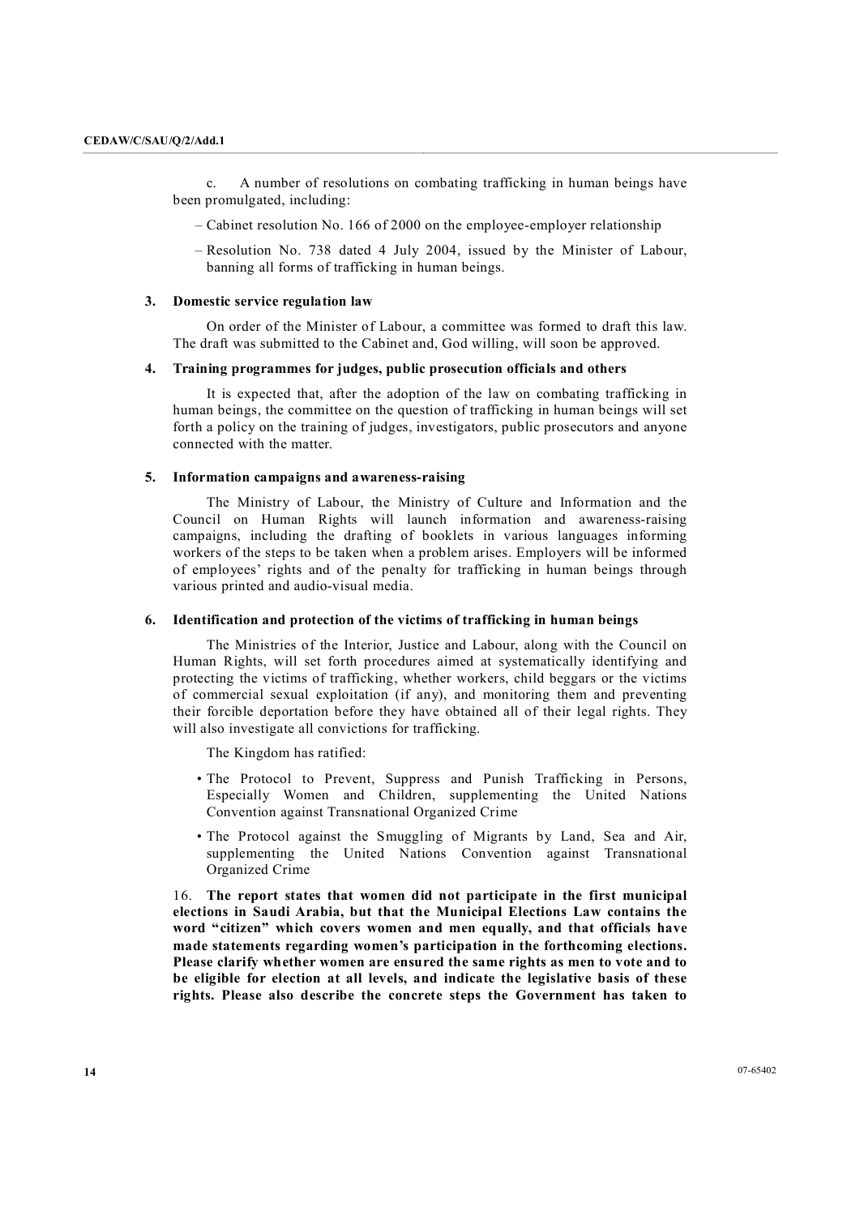c. A number of resolutions on combating trafficking in human beings have been promulgated, including:

– Cabinet resolution No. 166 of 2000 on the employee-employer relationship

– Resolution No. 738 dated 4 July 2004, issued by the Minister of Labour, banning all forms of trafficking in human beings.

### 3. Domestic service regulation law

On order of the Minister of Labour, a committee was formed to draft this law. The draft was submitted to the Cabinet and, God willing, will soon be approved.

### 4. Training programmes for judges, public prosecution officials and others

It is expected that, after the adoption of the law on combating trafficking in human beings, the committee on the question of trafficking in human beings will set forth a policy on the training of judges, investigators, public prosecutors and anyone connected with the matter.

### 5. Information campaigns and awareness-raising

The Ministry of Labour, the Ministry of Culture and Information and the Council on Human Rights will launch information and awareness-raising campaigns, including the drafting of booklets in various languages informing workers of the steps to be taken when a problem arises. Employers will be informed of employees' rights and of the penalty for trafficking in human beings through various printed and audio-visual media.

### 6. Identification and protection of the victims of trafficking in human beings

The Ministries of the Interior, Justice and Labour, along with the Council on Human Rights, will set forth procedures aimed at systematically identifying and protecting the victims of trafficking, whether workers, child beggars or the victims of commercial sexual exploitation (if any), and monitoring them and preventing their forcible deportation before they have obtained all of their legal rights. They will also investigate all convictions for trafficking.

The Kingdom has ratified:

- The Protocol to Prevent, Suppress and Punish Trafficking in Persons, Especially Women and Children, supplementing the United Nations Convention against Transnational Organized Crime
- The Protocol against the Smuggling of Migrants by Land, Sea and Air, supplementing the United Nations Convention against Transnational Organized Crime

16. **The report states that women did not participate in the first municipal elections in Saudi Arabia, but that the Municipal Elections Law contains the word "citizen" which covers women and men equally, and that officials have made statements regarding women's participation in the forthcoming elections. Please clarify whether women are ensured the same rights as men to vote and to be eligible for election at all levels, and indicate the legislative basis of these rights. Please also describe the concrete steps the Government has taken to**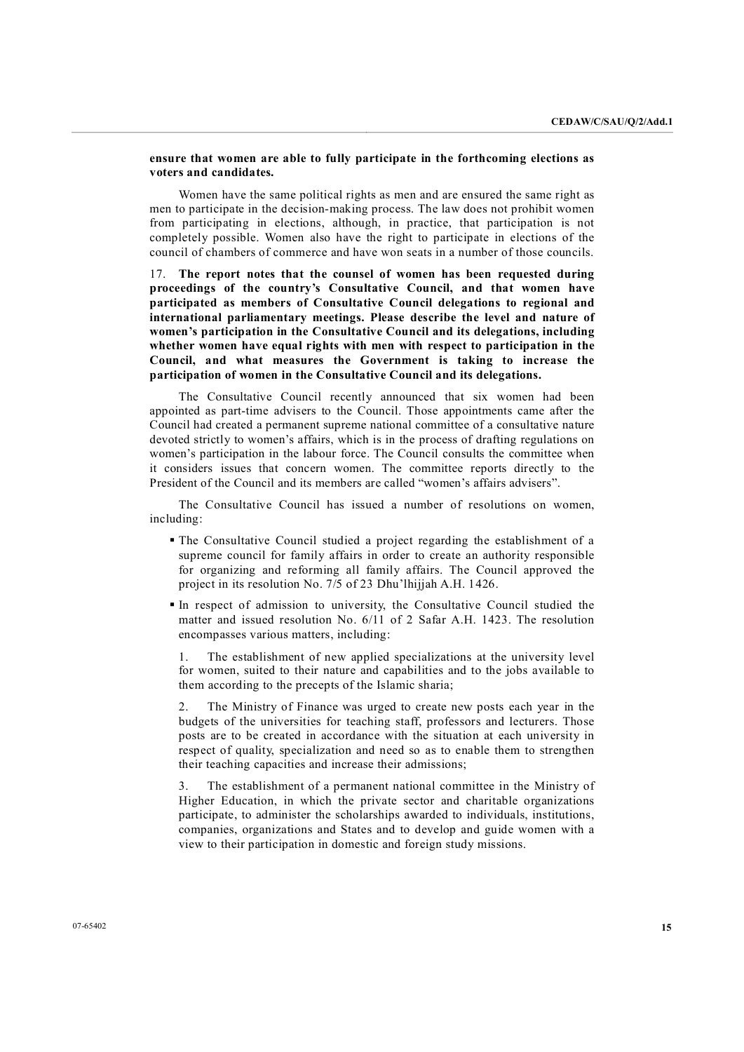**ensure that women are able to fully participate in the forthcoming elections as voters and candidates.**

Women have the same political rights as men and are ensured the same right as men to participate in the decision-making process. The law does not prohibit women from participating in elections, although, in practice, that participation is not completely possible. Women also have the right to participate in elections of the council of chambers of commerce and have won seats in a number of those councils.

17. **The report notes that the counsel of women has been requested during proceedings of the country's Consultative Council, and that women have participated as members of Consultative Council delegations to regional and international parliamentary meetings. Please describe the level and nature of women's participation in the Consultative Council and its delegations, including whether women have equal rights with men with respect to participation in the Council, and what measures the Government is taking to increase the participation of women in the Consultative Council and its delegations.**

The Consultative Council recently announced that six women had been appointed as part-time advisers to the Council. Those appointments came after the Council had created a permanent supreme national committee of a consultative nature devoted strictly to women's affairs, which is in the process of drafting regulations on women's participation in the labour force. The Council consults the committee when it considers issues that concern women. The committee reports directly to the President of the Council and its members are called "women's affairs advisers".

The Consultative Council has issued a number of resolutions on women, including:

- The Consultative Council studied a project regarding the establishment of a supreme council for family affairs in order to create an authority responsible for organizing and reforming all family affairs. The Council approved the project in its resolution No. 7/5 of 23 Dhu'lhijjah A.H. 1426.
- In respect of admission to university, the Consultative Council studied the matter and issued resolution No. 6/11 of 2 Safar A.H. 1423. The resolution encompasses various matters, including:

  1. The establishment of new applied specializations at the university level for women, suited to their nature and capabilities and to the jobs available to them according to the precepts of the Islamic sharia;

  2. The Ministry of Finance was urged to create new posts each year in the budgets of the universities for teaching staff, professors and lecturers. Those posts are to be created in accordance with the situation at each university in respect of quality, specialization and need so as to enable them to strengthen their teaching capacities and increase their admissions;

  3. The establishment of a permanent national committee in the Ministry of Higher Education, in which the private sector and charitable organizations participate, to administer the scholarships awarded to individuals, institutions, companies, organizations and States and to develop and guide women with a view to their participation in domestic and foreign study missions.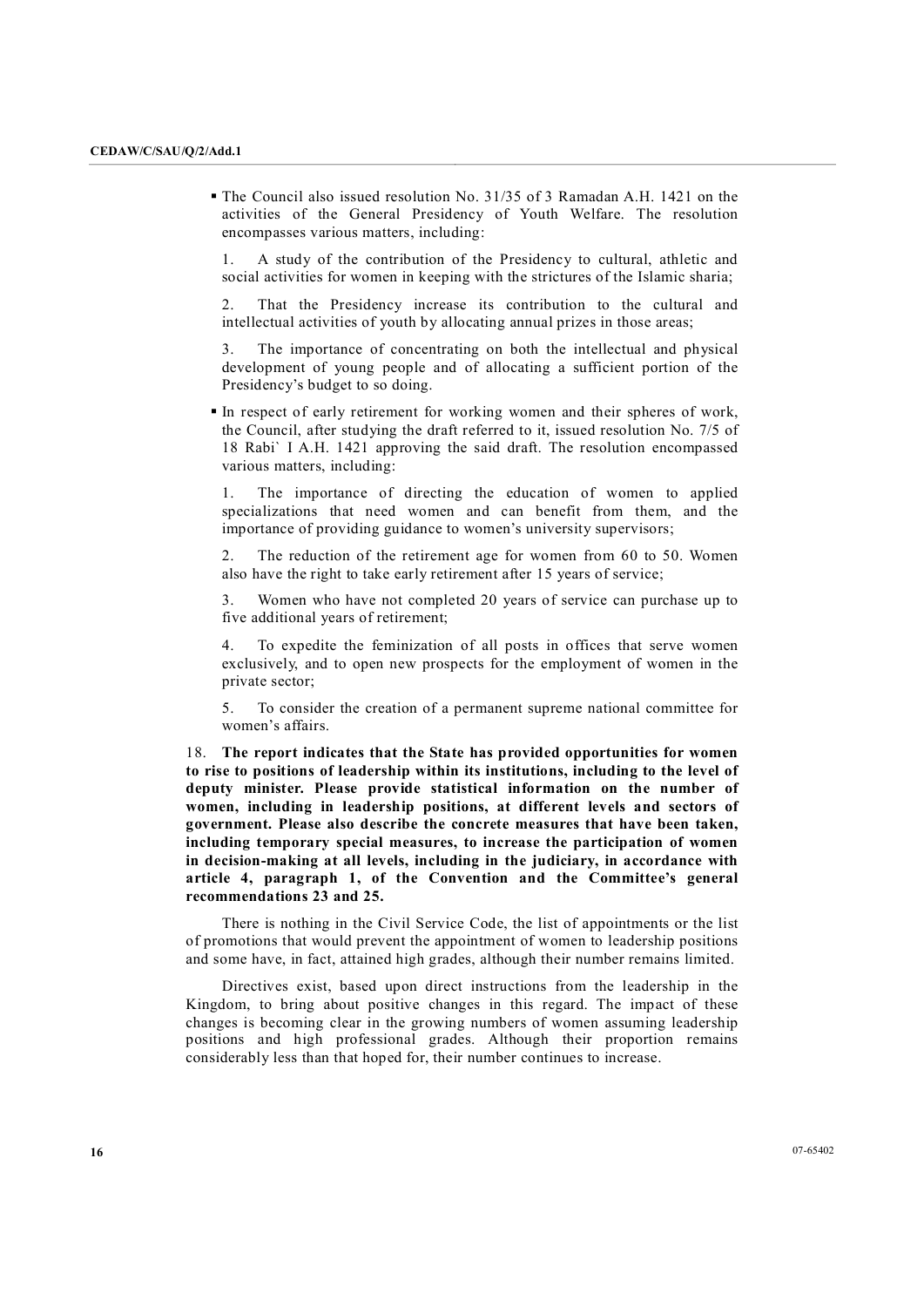- The Council also issued resolution No. 31/35 of 3 Ramadan A.H. 1421 on the activities of the General Presidency of Youth Welfare. The resolution encompasses various matters, including:

  1. A study of the contribution of the Presidency to cultural, athletic and social activities for women in keeping with the strictures of the Islamic sharia;

  2. That the Presidency increase its contribution to the cultural and intellectual activities of youth by allocating annual prizes in those areas;

  3. The importance of concentrating on both the intellectual and physical development of young people and of allocating a sufficient portion of the Presidency's budget to so doing.

- In respect of early retirement for working women and their spheres of work, the Council, after studying the draft referred to it, issued resolution No. 7/5 of 18 Rabi` I A.H. 1421 approving the said draft. The resolution encompassed various matters, including:

  1. The importance of directing the education of women to applied specializations that need women and can benefit from them, and the importance of providing guidance to women's university supervisors;

  2. The reduction of the retirement age for women from 60 to 50. Women also have the right to take early retirement after 15 years of service;

  3. Women who have not completed 20 years of service can purchase up to five additional years of retirement;

  4. To expedite the feminization of all posts in offices that serve women exclusively, and to open new prospects for the employment of women in the private sector;

  5. To consider the creation of a permanent supreme national committee for women's affairs.

18. **The report indicates that the State has provided opportunities for women to rise to positions of leadership within its institutions, including to the level of deputy minister. Please provide statistical information on the number of women, including in leadership positions, at different levels and sectors of government. Please also describe the concrete measures that have been taken, including temporary special measures, to increase the participation of women in decision-making at all levels, including in the judiciary, in accordance with article 4, paragraph 1, of the Convention and the Committee's general recommendations 23 and 25.**

There is nothing in the Civil Service Code, the list of appointments or the list of promotions that would prevent the appointment of women to leadership positions and some have, in fact, attained high grades, although their number remains limited.

Directives exist, based upon direct instructions from the leadership in the Kingdom, to bring about positive changes in this regard. The impact of these changes is becoming clear in the growing numbers of women assuming leadership positions and high professional grades. Although their proportion remains considerably less than that hoped for, their number continues to increase.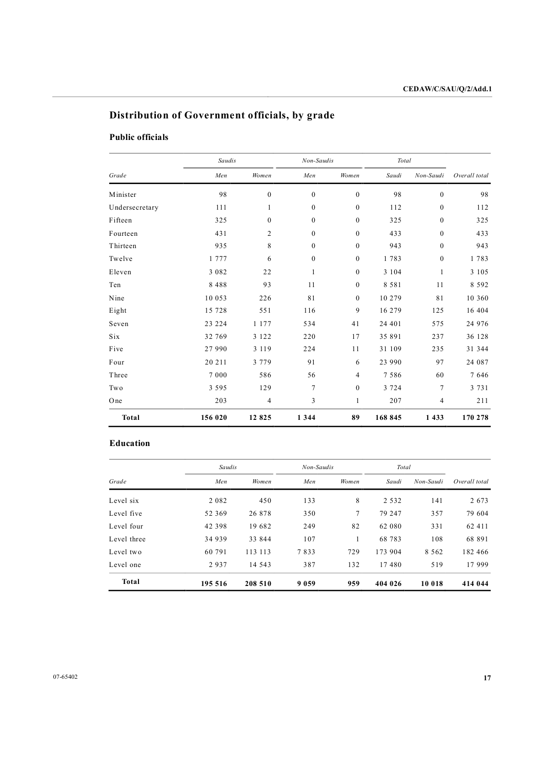## Distribution of Government officials, by grade

### Public officials

| | Saudis | | Non-Saudis | | Total | | |
|---|---|---|---|---|---|---|---|
| Grade | Men | Women | Men | Women | Saudi | Non-Saudi | Overall total |
| Minister | 98 | 0 | 0 | 0 | 98 | 0 | 98 |
| Undersecretary | 111 | 1 | 0 | 0 | 112 | 0 | 112 |
| Fifteen | 325 | 0 | 0 | 0 | 325 | 0 | 325 |
| Fourteen | 431 | 2 | 0 | 0 | 433 | 0 | 433 |
| Thirteen | 935 | 8 | 0 | 0 | 943 | 0 | 943 |
| Twelve | 1 777 | 6 | 0 | 0 | 1 783 | 0 | 1 783 |
| Eleven | 3 082 | 22 | 1 | 0 | 3 104 | 1 | 3 105 |
| Ten | 8 488 | 93 | 11 | 0 | 8 581 | 11 | 8 592 |
| Nine | 10 053 | 226 | 81 | 0 | 10 279 | 81 | 10 360 |
| Eight | 15 728 | 551 | 116 | 9 | 16 279 | 125 | 16 404 |
| Seven | 23 224 | 1 177 | 534 | 41 | 24 401 | 575 | 24 976 |
| Six | 32 769 | 3 122 | 220 | 17 | 35 891 | 237 | 36 128 |
| Five | 27 990 | 3 119 | 224 | 11 | 31 109 | 235 | 31 344 |
| Four | 20 211 | 3 779 | 91 | 6 | 23 990 | 97 | 24 087 |
| Three | 7 000 | 586 | 56 | 4 | 7 586 | 60 | 7 646 |
| Two | 3 595 | 129 | 7 | 0 | 3 724 | 7 | 3 731 |
| One | 203 | 4 | 3 | 1 | 207 | 4 | 211 |
| **Total** | **156 020** | **12 825** | **1 344** | **89** | **168 845** | **1 433** | **170 278** |

### Education

| | Saudis | | Non-Saudis | | Total | | |
|---|---|---|---|---|---|---|---|
| Grade | Men | Women | Men | Women | Saudi | Non-Saudi | Overall total |
| Level six | 2 082 | 450 | 133 | 8 | 2 532 | 141 | 2 673 |
| Level five | 52 369 | 26 878 | 350 | 7 | 79 247 | 357 | 79 604 |
| Level four | 42 398 | 19 682 | 249 | 82 | 62 080 | 331 | 62 411 |
| Level three | 34 939 | 33 844 | 107 | 1 | 68 783 | 108 | 68 891 |
| Level two | 60 791 | 113 113 | 7 833 | 729 | 173 904 | 8 562 | 182 466 |
| Level one | 2 937 | 14 543 | 387 | 132 | 17 480 | 519 | 17 999 |
| **Total** | **195 516** | **208 510** | **9 059** | **959** | **404 026** | **10 018** | **414 044** |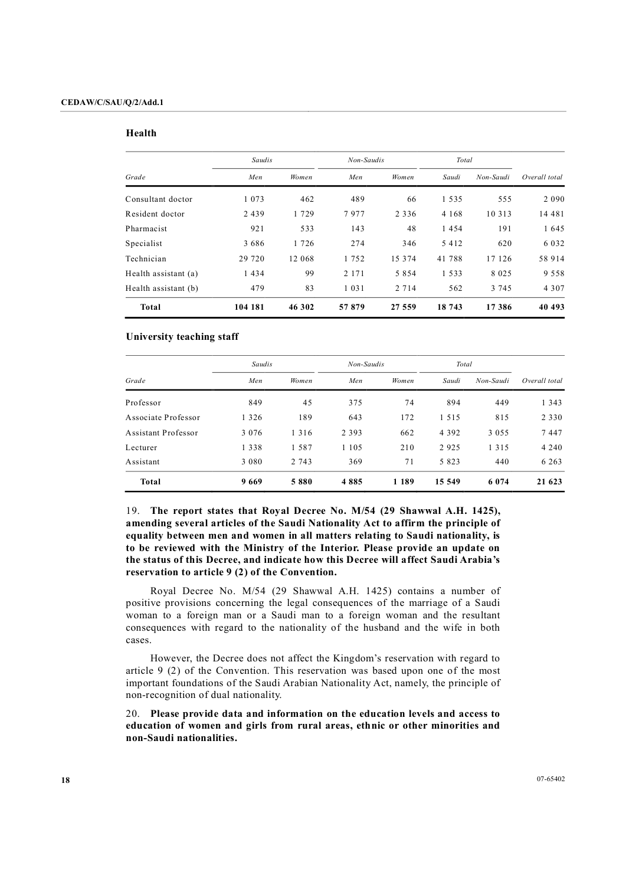**Health**

| Grade | Saudis | | Non-Saudis | | Total | | Overall total |
|---|---|---|---|---|---|---|---|
| | Men | Women | Men | Women | Saudi | Non-Saudi | |
| Consultant doctor | 1 073 | 462 | 489 | 66 | 1 535 | 555 | 2 090 |
| Resident doctor | 2 439 | 1 729 | 7 977 | 2 336 | 4 168 | 10 313 | 14 481 |
| Pharmacist | 921 | 533 | 143 | 48 | 1 454 | 191 | 1 645 |
| Specialist | 3 686 | 1 726 | 274 | 346 | 5 412 | 620 | 6 032 |
| Technician | 29 720 | 12 068 | 1 752 | 15 374 | 41 788 | 17 126 | 58 914 |
| Health assistant (a) | 1 434 | 99 | 2 171 | 5 854 | 1 533 | 8 025 | 9 558 |
| Health assistant (b) | 479 | 83 | 1 031 | 2 714 | 562 | 3 745 | 4 307 |
| **Total** | **104 181** | **46 302** | **57 879** | **27 559** | **18 743** | **17 386** | **40 493** |

**University teaching staff**

| Grade | Saudis | | Non-Saudis | | Total | | Overall total |
|---|---|---|---|---|---|---|---|
| | Men | Women | Men | Women | Saudi | Non-Saudi | |
| Professor | 849 | 45 | 375 | 74 | 894 | 449 | 1 343 |
| Associate Professor | 1 326 | 189 | 643 | 172 | 1 515 | 815 | 2 330 |
| Assistant Professor | 3 076 | 1 316 | 2 393 | 662 | 4 392 | 3 055 | 7 447 |
| Lecturer | 1 338 | 1 587 | 1 105 | 210 | 2 925 | 1 315 | 4 240 |
| Assistant | 3 080 | 2 743 | 369 | 71 | 5 823 | 440 | 6 263 |
| **Total** | **9 669** | **5 880** | **4 885** | **1 189** | **15 549** | **6 074** | **21 623** |

19. **The report states that Royal Decree No. M/54 (29 Shawwal A.H. 1425), amending several articles of the Saudi Nationality Act to affirm the principle of equality between men and women in all matters relating to Saudi nationality, is to be reviewed with the Ministry of the Interior. Please provide an update on the status of this Decree, and indicate how this Decree will affect Saudi Arabia's reservation to article 9 (2) of the Convention.**

Royal Decree No. M/54 (29 Shawwal A.H. 1425) contains a number of positive provisions concerning the legal consequences of the marriage of a Saudi woman to a foreign man or a Saudi man to a foreign woman and the resultant consequences with regard to the nationality of the husband and the wife in both cases.

However, the Decree does not affect the Kingdom's reservation with regard to article 9 (2) of the Convention. This reservation was based upon one of the most important foundations of the Saudi Arabian Nationality Act, namely, the principle of non-recognition of dual nationality.

20. **Please provide data and information on the education levels and access to education of women and girls from rural areas, ethnic or other minorities and non-Saudi nationalities.**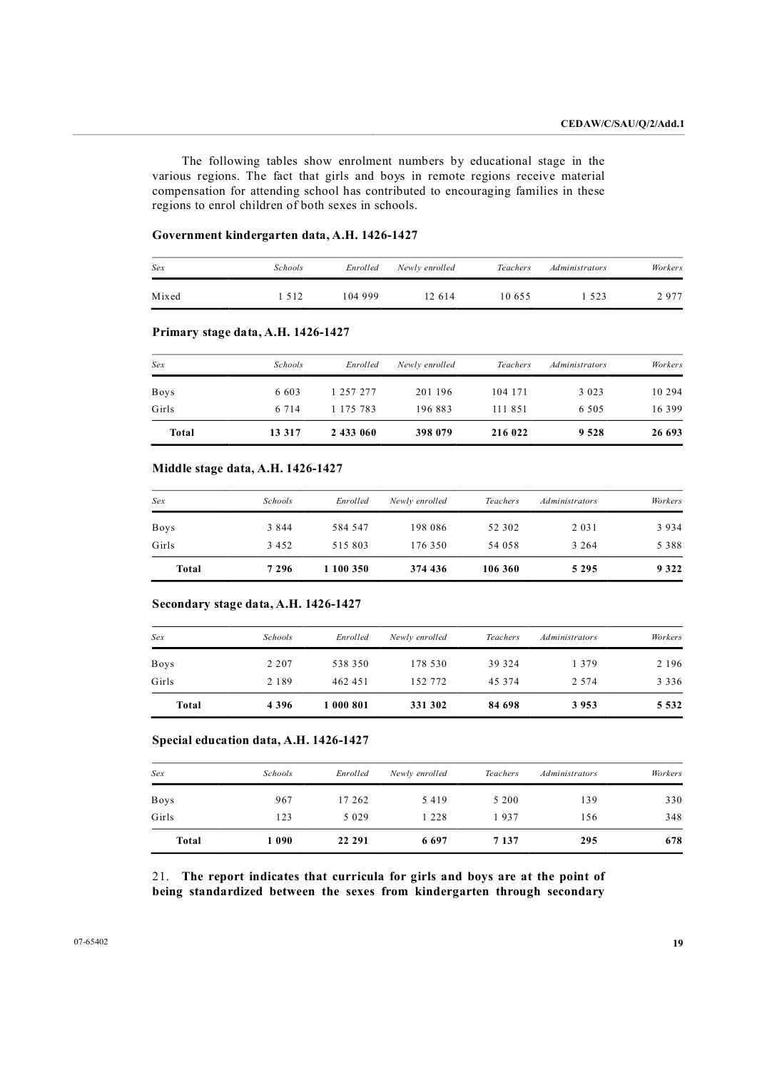The following tables show enrolment numbers by educational stage in the various regions. The fact that girls and boys in remote regions receive material compensation for attending school has contributed to encouraging families in these regions to enrol children of both sexes in schools.

**Government kindergarten data, A.H. 1426-1427**

| *Sex* | *Schools* | *Enrolled* | *Newly enrolled* | *Teachers* | *Administrators* | *Workers* |
|---|---|---|---|---|---|---|
| Mixed | 1 512 | 104 999 | 12 614 | 10 655 | 1 523 | 2 977 |

**Primary stage data, A.H. 1426-1427**

| *Sex* | *Schools* | *Enrolled* | *Newly enrolled* | *Teachers* | *Administrators* | *Workers* |
|---|---|---|---|---|---|---|
| Boys | 6 603 | 1 257 277 | 201 196 | 104 171 | 3 023 | 10 294 |
| Girls | 6 714 | 1 175 783 | 196 883 | 111 851 | 6 505 | 16 399 |
| **Total** | **13 317** | **2 433 060** | **398 079** | **216 022** | **9 528** | **26 693** |

**Middle stage data, A.H. 1426-1427**

| *Sex* | *Schools* | *Enrolled* | *Newly enrolled* | *Teachers* | *Administrators* | *Workers* |
|---|---|---|---|---|---|---|
| Boys | 3 844 | 584 547 | 198 086 | 52 302 | 2 031 | 3 934 |
| Girls | 3 452 | 515 803 | 176 350 | 54 058 | 3 264 | 5 388 |
| **Total** | **7 296** | **1 100 350** | **374 436** | **106 360** | **5 295** | **9 322** |

**Secondary stage data, A.H. 1426-1427**

| *Sex* | *Schools* | *Enrolled* | *Newly enrolled* | *Teachers* | *Administrators* | *Workers* |
|---|---|---|---|---|---|---|
| Boys | 2 207 | 538 350 | 178 530 | 39 324 | 1 379 | 2 196 |
| Girls | 2 189 | 462 451 | 152 772 | 45 374 | 2 574 | 3 336 |
| **Total** | **4 396** | **1 000 801** | **331 302** | **84 698** | **3 953** | **5 532** |

**Special education data, A.H. 1426-1427**

| *Sex* | *Schools* | *Enrolled* | *Newly enrolled* | *Teachers* | *Administrators* | *Workers* |
|---|---|---|---|---|---|---|
| Boys | 967 | 17 262 | 5 419 | 5 200 | 139 | 330 |
| Girls | 123 | 5 029 | 1 228 | 1 937 | 156 | 348 |
| **Total** | **1 090** | **22 291** | **6 697** | **7 137** | **295** | **678** |

21. **The report indicates that curricula for girls and boys are at the point of being standardized between the sexes from kindergarten through secondary**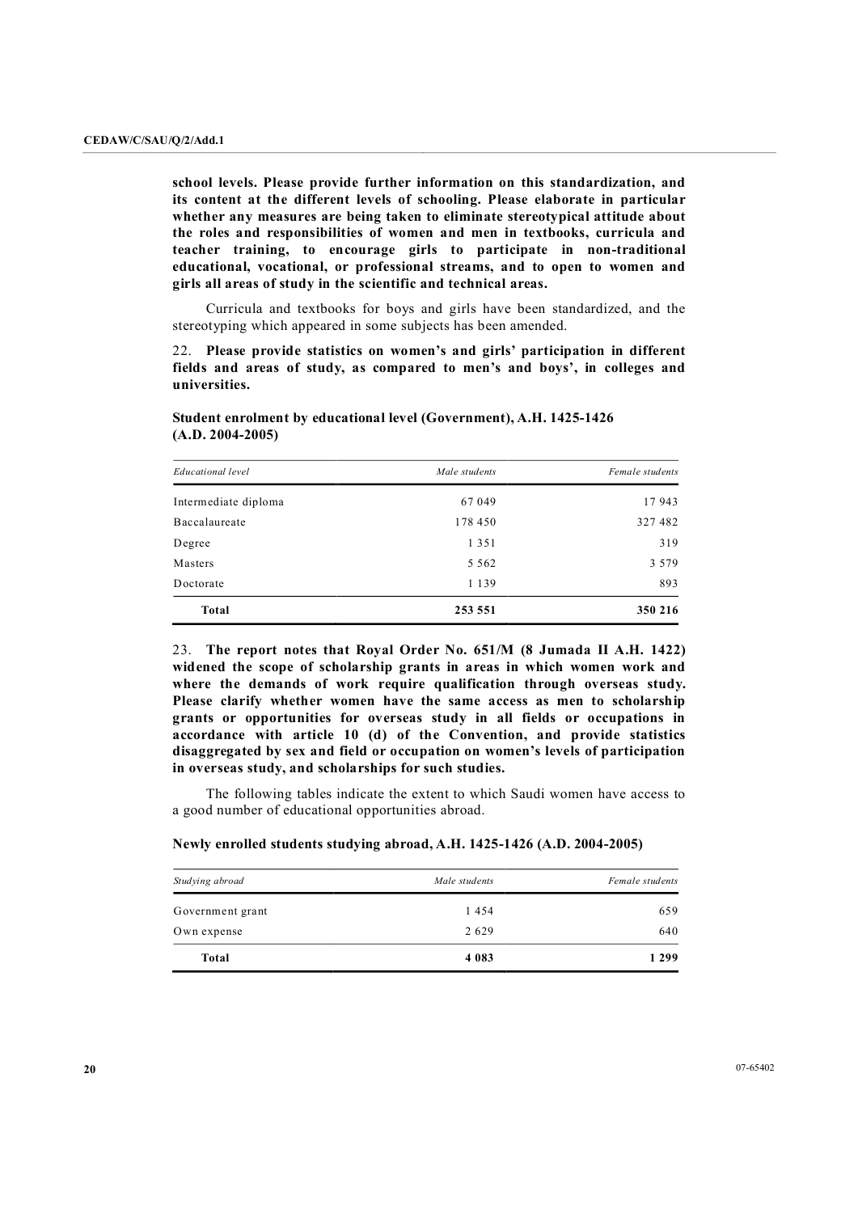**school levels. Please provide further information on this standardization, and its content at the different levels of schooling. Please elaborate in particular whether any measures are being taken to eliminate stereotypical attitude about the roles and responsibilities of women and men in textbooks, curricula and teacher training, to encourage girls to participate in non-traditional educational, vocational, or professional streams, and to open to women and girls all areas of study in the scientific and technical areas.**

Curricula and textbooks for boys and girls have been standardized, and the stereotyping which appeared in some subjects has been amended.

22. **Please provide statistics on women's and girls' participation in different fields and areas of study, as compared to men's and boys', in colleges and universities.**

**Student enrolment by educational level (Government), A.H. 1425-1426 (A.D. 2004-2005)**

| *Educational level* | *Male students* | *Female students* |
|---|---|---|
| Intermediate diploma | 67 049 | 17 943 |
| Baccalaureate | 178 450 | 327 482 |
| Degree | 1 351 | 319 |
| Masters | 5 562 | 3 579 |
| Doctorate | 1 139 | 893 |
| **Total** | **253 551** | **350 216** |

23. **The report notes that Royal Order No. 651/M (8 Jumada II A.H. 1422) widened the scope of scholarship grants in areas in which women work and where the demands of work require qualification through overseas study. Please clarify whether women have the same access as men to scholarship grants or opportunities for overseas study in all fields or occupations in accordance with article 10 (d) of the Convention, and provide statistics disaggregated by sex and field or occupation on women's levels of participation in overseas study, and scholarships for such studies.**

The following tables indicate the extent to which Saudi women have access to a good number of educational opportunities abroad.

**Newly enrolled students studying abroad, A.H. 1425-1426 (A.D. 2004-2005)**

| *Studying abroad* | *Male students* | *Female students* |
|---|---|---|
| Government grant | 1 454 | 659 |
| Own expense | 2 629 | 640 |
| **Total** | **4 083** | **1 299** |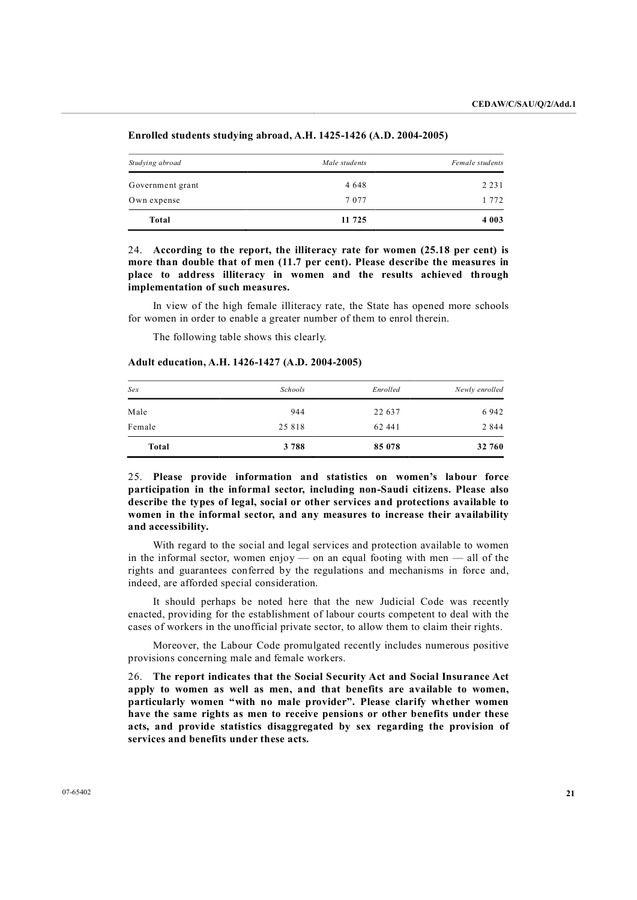**Enrolled students studying abroad, A.H. 1425-1426 (A.D. 2004-2005)**

| *Studying abroad* | *Male students* | *Female students* |
|---|---|---|
| Government grant | 4 648 | 2 231 |
| Own expense | 7 077 | 1 772 |
| **Total** | **11 725** | **4 003** |

24. **According to the report, the illiteracy rate for women (25.18 per cent) is more than double that of men (11.7 per cent). Please describe the measures in place to address illiteracy in women and the results achieved through implementation of such measures.**

In view of the high female illiteracy rate, the State has opened more schools for women in order to enable a greater number of them to enrol therein.

The following table shows this clearly.

**Adult education, A.H. 1426-1427 (A.D. 2004-2005)**

| *Sex* | *Schools* | *Enrolled* | *Newly enrolled* |
|---|---|---|---|
| Male | 944 | 22 637 | 6 942 |
| Female | 25 818 | 62 441 | 2 844 |
| **Total** | **3 788** | **85 078** | **32 760** |

25. **Please provide information and statistics on women's labour force participation in the informal sector, including non-Saudi citizens. Please also describe the types of legal, social or other services and protections available to women in the informal sector, and any measures to increase their availability and accessibility.**

With regard to the social and legal services and protection available to women in the informal sector, women enjoy — on an equal footing with men — all of the rights and guarantees conferred by the regulations and mechanisms in force and, indeed, are afforded special consideration.

It should perhaps be noted here that the new Judicial Code was recently enacted, providing for the establishment of labour courts competent to deal with the cases of workers in the unofficial private sector, to allow them to claim their rights.

Moreover, the Labour Code promulgated recently includes numerous positive provisions concerning male and female workers.

26. **The report indicates that the Social Security Act and Social Insurance Act apply to women as well as men, and that benefits are available to women, particularly women "with no male provider". Please clarify whether women have the same rights as men to receive pensions or other benefits under these acts, and provide statistics disaggregated by sex regarding the provision of services and benefits under these acts.**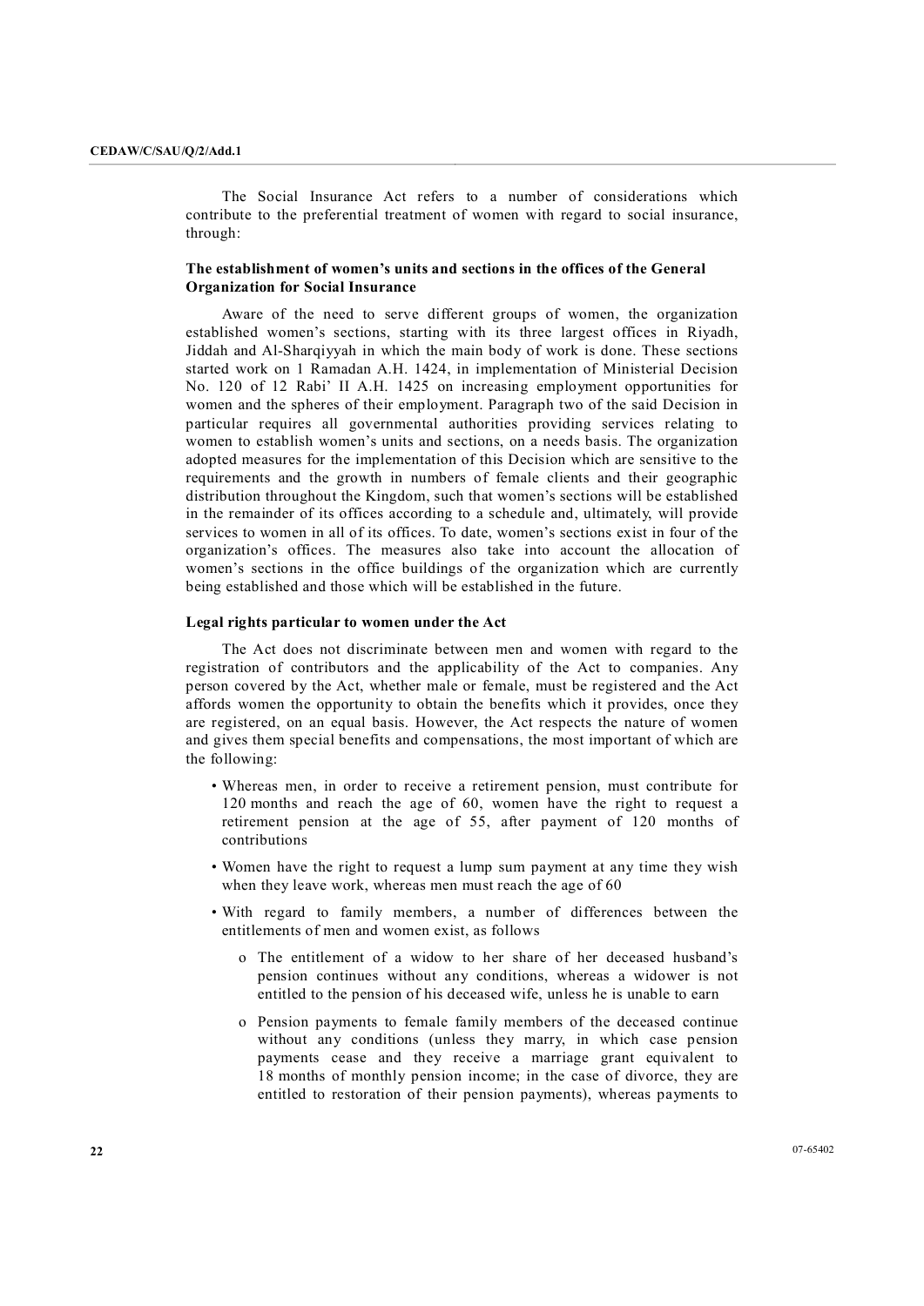The Social Insurance Act refers to a number of considerations which contribute to the preferential treatment of women with regard to social insurance, through:

**The establishment of women's units and sections in the offices of the General Organization for Social Insurance**

Aware of the need to serve different groups of women, the organization established women's sections, starting with its three largest offices in Riyadh, Jiddah and Al-Sharqiyyah in which the main body of work is done. These sections started work on 1 Ramadan A.H. 1424, in implementation of Ministerial Decision No. 120 of 12 Rabi' II A.H. 1425 on increasing employment opportunities for women and the spheres of their employment. Paragraph two of the said Decision in particular requires all governmental authorities providing services relating to women to establish women's units and sections, on a needs basis. The organization adopted measures for the implementation of this Decision which are sensitive to the requirements and the growth in numbers of female clients and their geographic distribution throughout the Kingdom, such that women's sections will be established in the remainder of its offices according to a schedule and, ultimately, will provide services to women in all of its offices. To date, women's sections exist in four of the organization's offices. The measures also take into account the allocation of women's sections in the office buildings of the organization which are currently being established and those which will be established in the future.

**Legal rights particular to women under the Act**

The Act does not discriminate between men and women with regard to the registration of contributors and the applicability of the Act to companies. Any person covered by the Act, whether male or female, must be registered and the Act affords women the opportunity to obtain the benefits which it provides, once they are registered, on an equal basis. However, the Act respects the nature of women and gives them special benefits and compensations, the most important of which are the following:

- Whereas men, in order to receive a retirement pension, must contribute for 120 months and reach the age of 60, women have the right to request a retirement pension at the age of 55, after payment of 120 months of contributions
- Women have the right to request a lump sum payment at any time they wish when they leave work, whereas men must reach the age of 60
- With regard to family members, a number of differences between the entitlements of men and women exist, as follows
  - The entitlement of a widow to her share of her deceased husband's pension continues without any conditions, whereas a widower is not entitled to the pension of his deceased wife, unless he is unable to earn
  - Pension payments to female family members of the deceased continue without any conditions (unless they marry, in which case pension payments cease and they receive a marriage grant equivalent to 18 months of monthly pension income; in the case of divorce, they are entitled to restoration of their pension payments), whereas payments to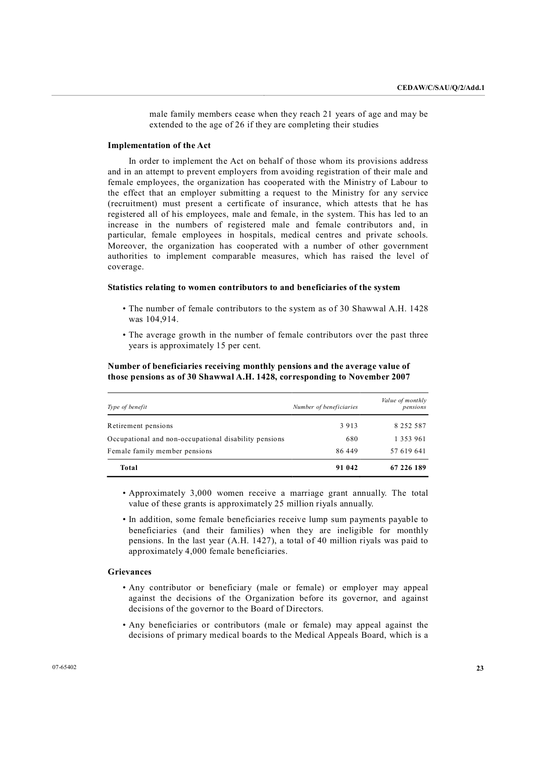male family members cease when they reach 21 years of age and may be extended to the age of 26 if they are completing their studies

**Implementation of the Act**

In order to implement the Act on behalf of those whom its provisions address and in an attempt to prevent employers from avoiding registration of their male and female employees, the organization has cooperated with the Ministry of Labour to the effect that an employer submitting a request to the Ministry for any service (recruitment) must present a certificate of insurance, which attests that he has registered all of his employees, male and female, in the system. This has led to an increase in the numbers of registered male and female contributors and, in particular, female employees in hospitals, medical centres and private schools. Moreover, the organization has cooperated with a number of other government authorities to implement comparable measures, which has raised the level of coverage.

**Statistics relating to women contributors to and beneficiaries of the system**

- The number of female contributors to the system as of 30 Shawwal A.H. 1428 was 104,914.
- The average growth in the number of female contributors over the past three years is approximately 15 per cent.

**Number of beneficiaries receiving monthly pensions and the average value of those pensions as of 30 Shawwal A.H. 1428, corresponding to November 2007**

| *Type of benefit* | *Number of beneficiaries* | *Value of monthly pensions* |
|---|---|---|
| Retirement pensions | 3 913 | 8 252 587 |
| Occupational and non-occupational disability pensions | 680 | 1 353 961 |
| Female family member pensions | 86 449 | 57 619 641 |
| **Total** | **91 042** | **67 226 189** |

- Approximately 3,000 women receive a marriage grant annually. The total value of these grants is approximately 25 million riyals annually.
- In addition, some female beneficiaries receive lump sum payments payable to beneficiaries (and their families) when they are ineligible for monthly pensions. In the last year (A.H. 1427), a total of 40 million riyals was paid to approximately 4,000 female beneficiaries.

**Grievances**

- Any contributor or beneficiary (male or female) or employer may appeal against the decisions of the Organization before its governor, and against decisions of the governor to the Board of Directors.
- Any beneficiaries or contributors (male or female) may appeal against the decisions of primary medical boards to the Medical Appeals Board, which is a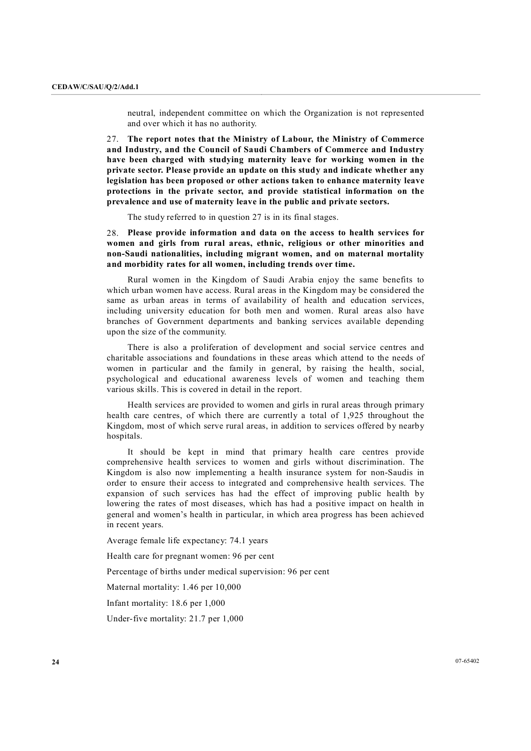neutral, independent committee on which the Organization is not represented and over which it has no authority.

27. **The report notes that the Ministry of Labour, the Ministry of Commerce and Industry, and the Council of Saudi Chambers of Commerce and Industry have been charged with studying maternity leave for working women in the private sector. Please provide an update on this study and indicate whether any legislation has been proposed or other actions taken to enhance maternity leave protections in the private sector, and provide statistical information on the prevalence and use of maternity leave in the public and private sectors.**

The study referred to in question 27 is in its final stages.

28. **Please provide information and data on the access to health services for women and girls from rural areas, ethnic, religious or other minorities and non-Saudi nationalities, including migrant women, and on maternal mortality and morbidity rates for all women, including trends over time.**

Rural women in the Kingdom of Saudi Arabia enjoy the same benefits to which urban women have access. Rural areas in the Kingdom may be considered the same as urban areas in terms of availability of health and education services, including university education for both men and women. Rural areas also have branches of Government departments and banking services available depending upon the size of the community.

There is also a proliferation of development and social service centres and charitable associations and foundations in these areas which attend to the needs of women in particular and the family in general, by raising the health, social, psychological and educational awareness levels of women and teaching them various skills. This is covered in detail in the report.

Health services are provided to women and girls in rural areas through primary health care centres, of which there are currently a total of 1,925 throughout the Kingdom, most of which serve rural areas, in addition to services offered by nearby hospitals.

It should be kept in mind that primary health care centres provide comprehensive health services to women and girls without discrimination. The Kingdom is also now implementing a health insurance system for non-Saudis in order to ensure their access to integrated and comprehensive health services. The expansion of such services has had the effect of improving public health by lowering the rates of most diseases, which has had a positive impact on health in general and women's health in particular, in which area progress has been achieved in recent years.

Average female life expectancy: 74.1 years

Health care for pregnant women: 96 per cent

Percentage of births under medical supervision: 96 per cent

Maternal mortality: 1.46 per 10,000

Infant mortality: 18.6 per 1,000

Under-five mortality: 21.7 per 1,000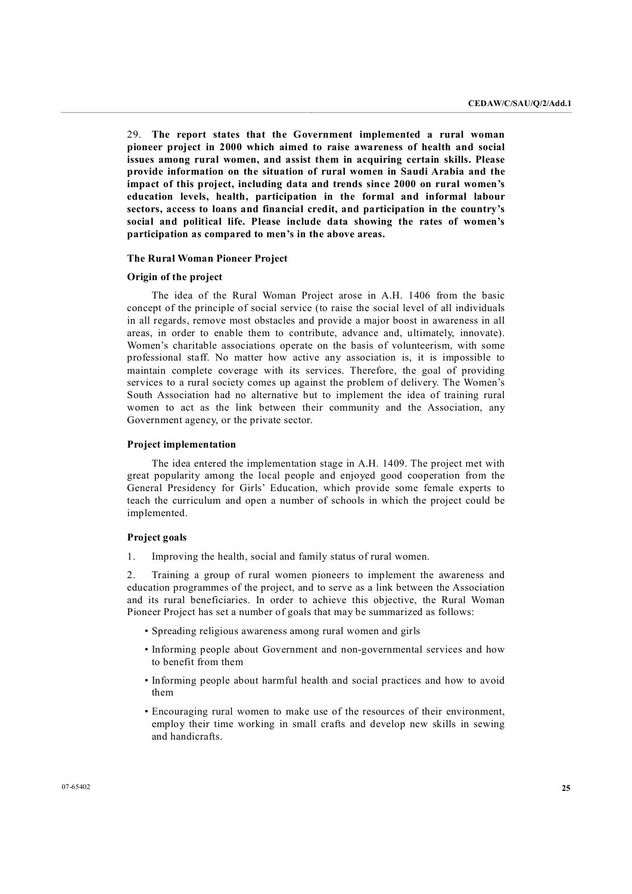29. **The report states that the Government implemented a rural woman pioneer project in 2000 which aimed to raise awareness of health and social issues among rural women, and assist them in acquiring certain skills. Please provide information on the situation of rural women in Saudi Arabia and the impact of this project, including data and trends since 2000 on rural women's education levels, health, participation in the formal and informal labour sectors, access to loans and financial credit, and participation in the country's social and political life. Please include data showing the rates of women's participation as compared to men's in the above areas.**

**The Rural Woman Pioneer Project**

**Origin of the project**

The idea of the Rural Woman Project arose in A.H. 1406 from the basic concept of the principle of social service (to raise the social level of all individuals in all regards, remove most obstacles and provide a major boost in awareness in all areas, in order to enable them to contribute, advance and, ultimately, innovate). Women's charitable associations operate on the basis of volunteerism, with some professional staff. No matter how active any association is, it is impossible to maintain complete coverage with its services. Therefore, the goal of providing services to a rural society comes up against the problem of delivery. The Women's South Association had no alternative but to implement the idea of training rural women to act as the link between their community and the Association, any Government agency, or the private sector.

**Project implementation**

The idea entered the implementation stage in A.H. 1409. The project met with great popularity among the local people and enjoyed good cooperation from the General Presidency for Girls' Education, which provide some female experts to teach the curriculum and open a number of schools in which the project could be implemented.

**Project goals**

1. Improving the health, social and family status of rural women.

2. Training a group of rural women pioneers to implement the awareness and education programmes of the project, and to serve as a link between the Association and its rural beneficiaries. In order to achieve this objective, the Rural Woman Pioneer Project has set a number of goals that may be summarized as follows:

- Spreading religious awareness among rural women and girls
- Informing people about Government and non-governmental services and how to benefit from them
- Informing people about harmful health and social practices and how to avoid them
- Encouraging rural women to make use of the resources of their environment, employ their time working in small crafts and develop new skills in sewing and handicrafts.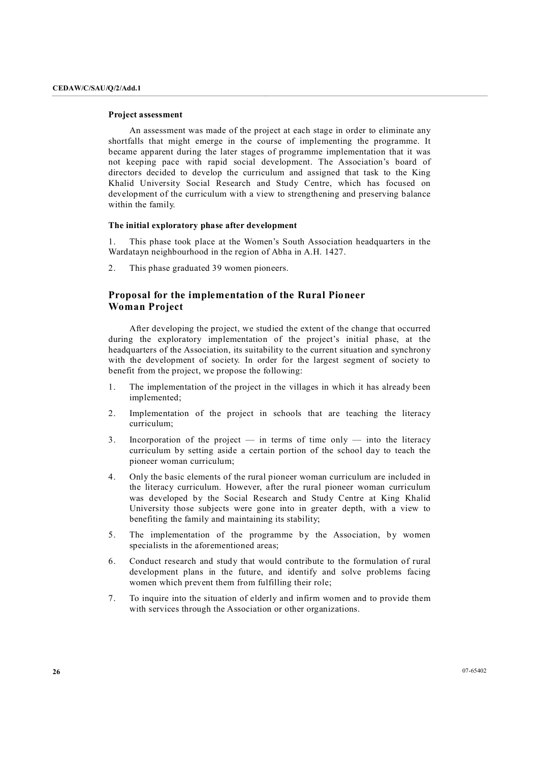**Project assessment**

An assessment was made of the project at each stage in order to eliminate any shortfalls that might emerge in the course of implementing the programme. It became apparent during the later stages of programme implementation that it was not keeping pace with rapid social development. The Association's board of directors decided to develop the curriculum and assigned that task to the King Khalid University Social Research and Study Centre, which has focused on development of the curriculum with a view to strengthening and preserving balance within the family.

**The initial exploratory phase after development**

1. This phase took place at the Women's South Association headquarters in the Wardatayn neighbourhood in the region of Abha in A.H. 1427.

2. This phase graduated 39 women pioneers.

## Proposal for the implementation of the Rural Pioneer Woman Project

After developing the project, we studied the extent of the change that occurred during the exploratory implementation of the project's initial phase, at the headquarters of the Association, its suitability to the current situation and synchrony with the development of society. In order for the largest segment of society to benefit from the project, we propose the following:

1. The implementation of the project in the villages in which it has already been implemented;

2. Implementation of the project in schools that are teaching the literacy curriculum;

3. Incorporation of the project — in terms of time only — into the literacy curriculum by setting aside a certain portion of the school day to teach the pioneer woman curriculum;

4. Only the basic elements of the rural pioneer woman curriculum are included in the literacy curriculum. However, after the rural pioneer woman curriculum was developed by the Social Research and Study Centre at King Khalid University those subjects were gone into in greater depth, with a view to benefiting the family and maintaining its stability;

5. The implementation of the programme by the Association, by women specialists in the aforementioned areas;

6. Conduct research and study that would contribute to the formulation of rural development plans in the future, and identify and solve problems facing women which prevent them from fulfilling their role;

7. To inquire into the situation of elderly and infirm women and to provide them with services through the Association or other organizations.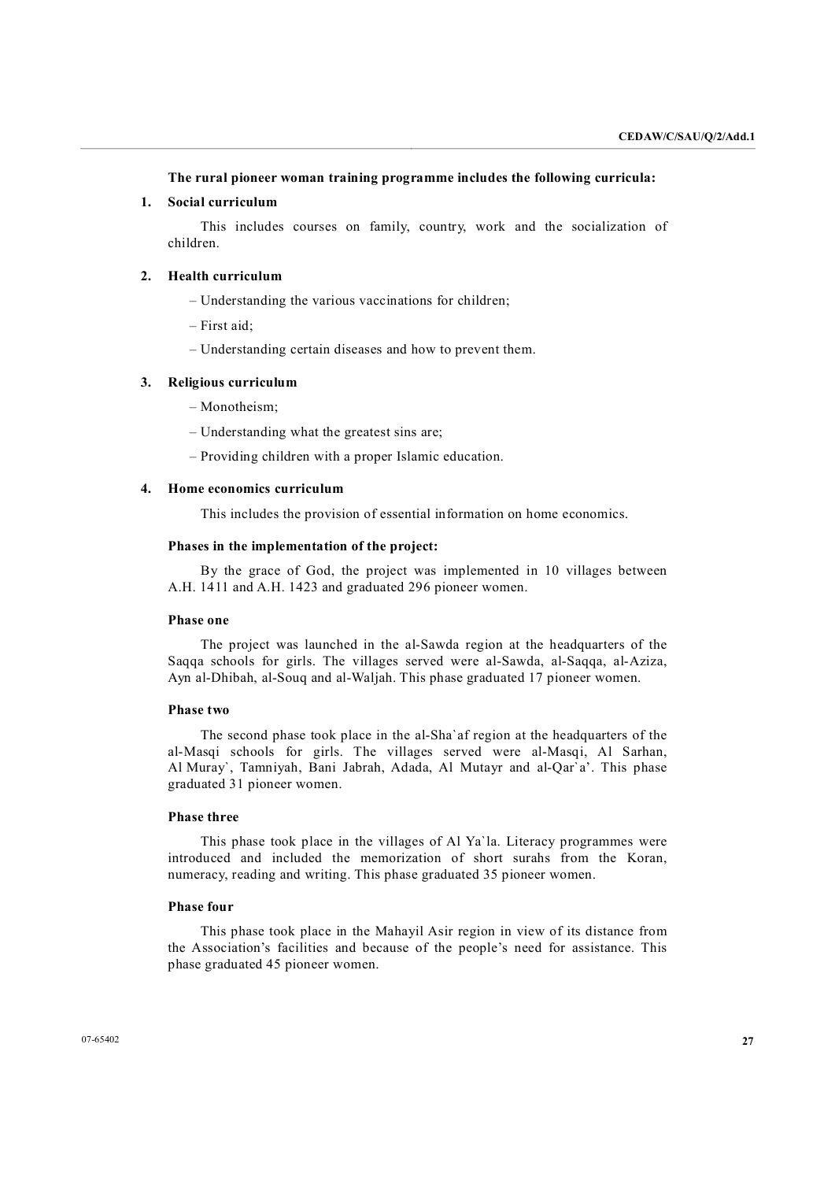**The rural pioneer woman training programme includes the following curricula:**

**1. Social curriculum**

This includes courses on family, country, work and the socialization of children.

**2. Health curriculum**

– Understanding the various vaccinations for children;

– First aid;

– Understanding certain diseases and how to prevent them.

**3. Religious curriculum**

– Monotheism;

– Understanding what the greatest sins are;

– Providing children with a proper Islamic education.

**4. Home economics curriculum**

This includes the provision of essential information on home economics.

**Phases in the implementation of the project:**

By the grace of God, the project was implemented in 10 villages between A.H. 1411 and A.H. 1423 and graduated 296 pioneer women.

**Phase one**

The project was launched in the al-Sawda region at the headquarters of the Saqqa schools for girls. The villages served were al-Sawda, al-Saqqa, al-Aziza, Ayn al-Dhibah, al-Souq and al-Waljah. This phase graduated 17 pioneer women.

**Phase two**

The second phase took place in the al-Sha`af region at the headquarters of the al-Masqi schools for girls. The villages served were al-Masqi, Al Sarhan, Al Muray`, Tamniyah, Bani Jabrah, Adada, Al Mutayr and al-Qar`a'. This phase graduated 31 pioneer women.

**Phase three**

This phase took place in the villages of Al Ya`la. Literacy programmes were introduced and included the memorization of short surahs from the Koran, numeracy, reading and writing. This phase graduated 35 pioneer women.

**Phase four**

This phase took place in the Mahayil Asir region in view of its distance from the Association's facilities and because of the people's need for assistance. This phase graduated 45 pioneer women.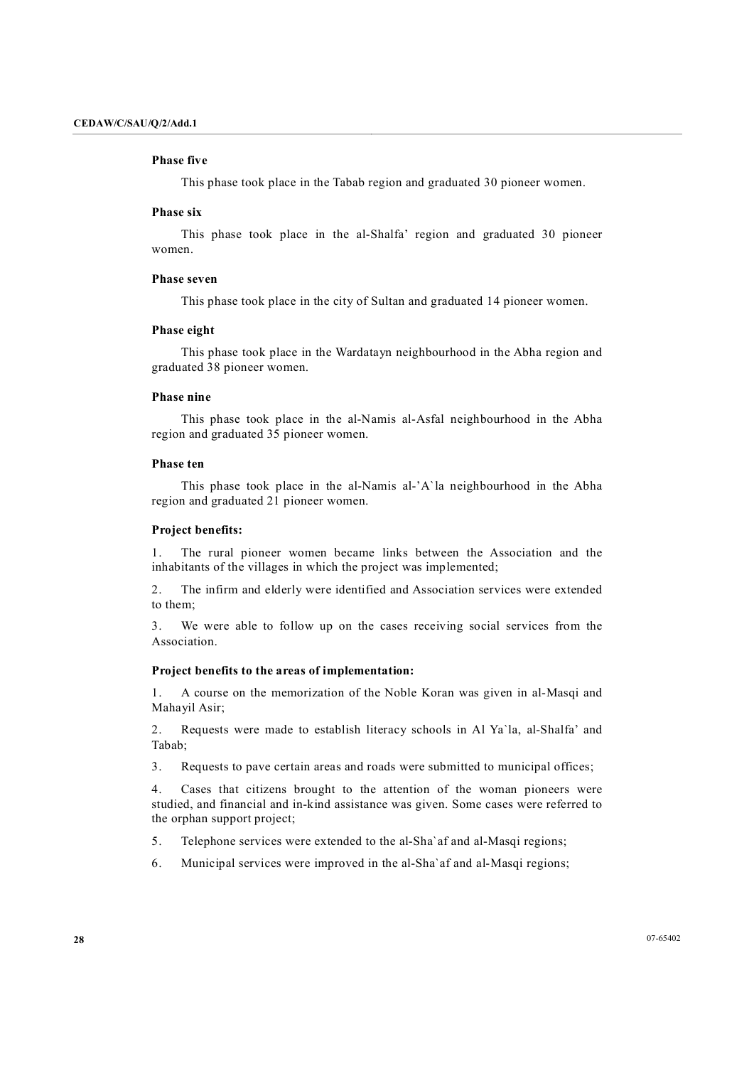**Phase five**

This phase took place in the Tabab region and graduated 30 pioneer women.

**Phase six**

This phase took place in the al-Shalfa' region and graduated 30 pioneer women.

**Phase seven**

This phase took place in the city of Sultan and graduated 14 pioneer women.

**Phase eight**

This phase took place in the Wardatayn neighbourhood in the Abha region and graduated 38 pioneer women.

**Phase nine**

This phase took place in the al-Namis al-Asfal neighbourhood in the Abha region and graduated 35 pioneer women.

**Phase ten**

This phase took place in the al-Namis al-'A`la neighbourhood in the Abha region and graduated 21 pioneer women.

**Project benefits:**

1. The rural pioneer women became links between the Association and the inhabitants of the villages in which the project was implemented;

2. The infirm and elderly were identified and Association services were extended to them;

3. We were able to follow up on the cases receiving social services from the Association.

**Project benefits to the areas of implementation:**

1. A course on the memorization of the Noble Koran was given in al-Masqi and Mahayil Asir;

2. Requests were made to establish literacy schools in Al Ya`la, al-Shalfa' and Tabab;

3. Requests to pave certain areas and roads were submitted to municipal offices;

4. Cases that citizens brought to the attention of the woman pioneers were studied, and financial and in-kind assistance was given. Some cases were referred to the orphan support project;

5. Telephone services were extended to the al-Sha`af and al-Masqi regions;

6. Municipal services were improved in the al-Sha`af and al-Masqi regions;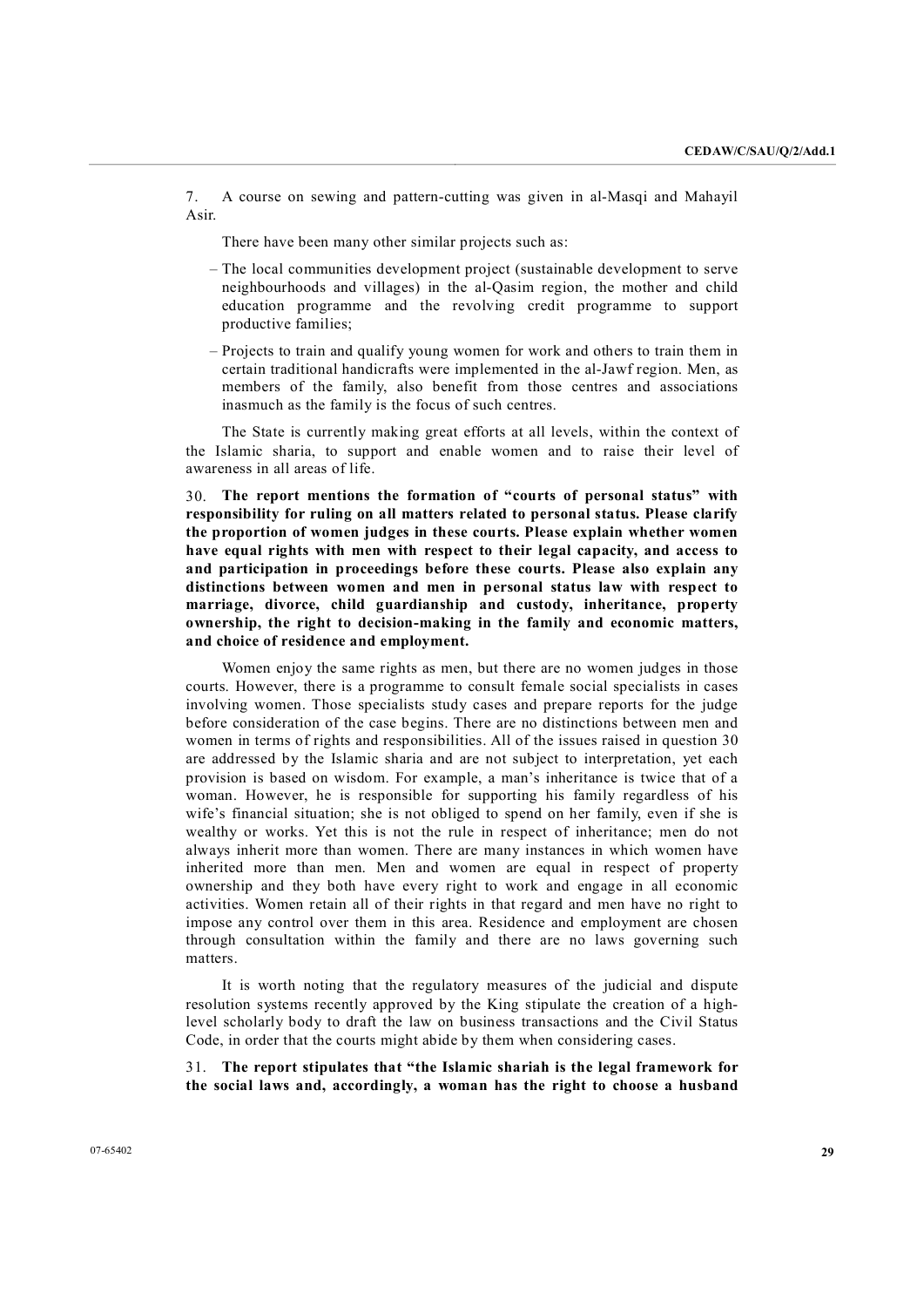7. A course on sewing and pattern-cutting was given in al-Masqi and Mahayil Asir.

There have been many other similar projects such as:

– The local communities development project (sustainable development to serve neighbourhoods and villages) in the al-Qasim region, the mother and child education programme and the revolving credit programme to support productive families;

– Projects to train and qualify young women for work and others to train them in certain traditional handicrafts were implemented in the al-Jawf region. Men, as members of the family, also benefit from those centres and associations inasmuch as the family is the focus of such centres.

The State is currently making great efforts at all levels, within the context of the Islamic sharia, to support and enable women and to raise their level of awareness in all areas of life.

30. **The report mentions the formation of "courts of personal status" with responsibility for ruling on all matters related to personal status. Please clarify the proportion of women judges in these courts. Please explain whether women have equal rights with men with respect to their legal capacity, and access to and participation in proceedings before these courts. Please also explain any distinctions between women and men in personal status law with respect to marriage, divorce, child guardianship and custody, inheritance, property ownership, the right to decision-making in the family and economic matters, and choice of residence and employment.**

Women enjoy the same rights as men, but there are no women judges in those courts. However, there is a programme to consult female social specialists in cases involving women. Those specialists study cases and prepare reports for the judge before consideration of the case begins. There are no distinctions between men and women in terms of rights and responsibilities. All of the issues raised in question 30 are addressed by the Islamic sharia and are not subject to interpretation, yet each provision is based on wisdom. For example, a man's inheritance is twice that of a woman. However, he is responsible for supporting his family regardless of his wife's financial situation; she is not obliged to spend on her family, even if she is wealthy or works. Yet this is not the rule in respect of inheritance; men do not always inherit more than women. There are many instances in which women have inherited more than men. Men and women are equal in respect of property ownership and they both have every right to work and engage in all economic activities. Women retain all of their rights in that regard and men have no right to impose any control over them in this area. Residence and employment are chosen through consultation within the family and there are no laws governing such matters.

It is worth noting that the regulatory measures of the judicial and dispute resolution systems recently approved by the King stipulate the creation of a high-level scholarly body to draft the law on business transactions and the Civil Status Code, in order that the courts might abide by them when considering cases.

31. **The report stipulates that "the Islamic shariah is the legal framework for the social laws and, accordingly, a woman has the right to choose a husband**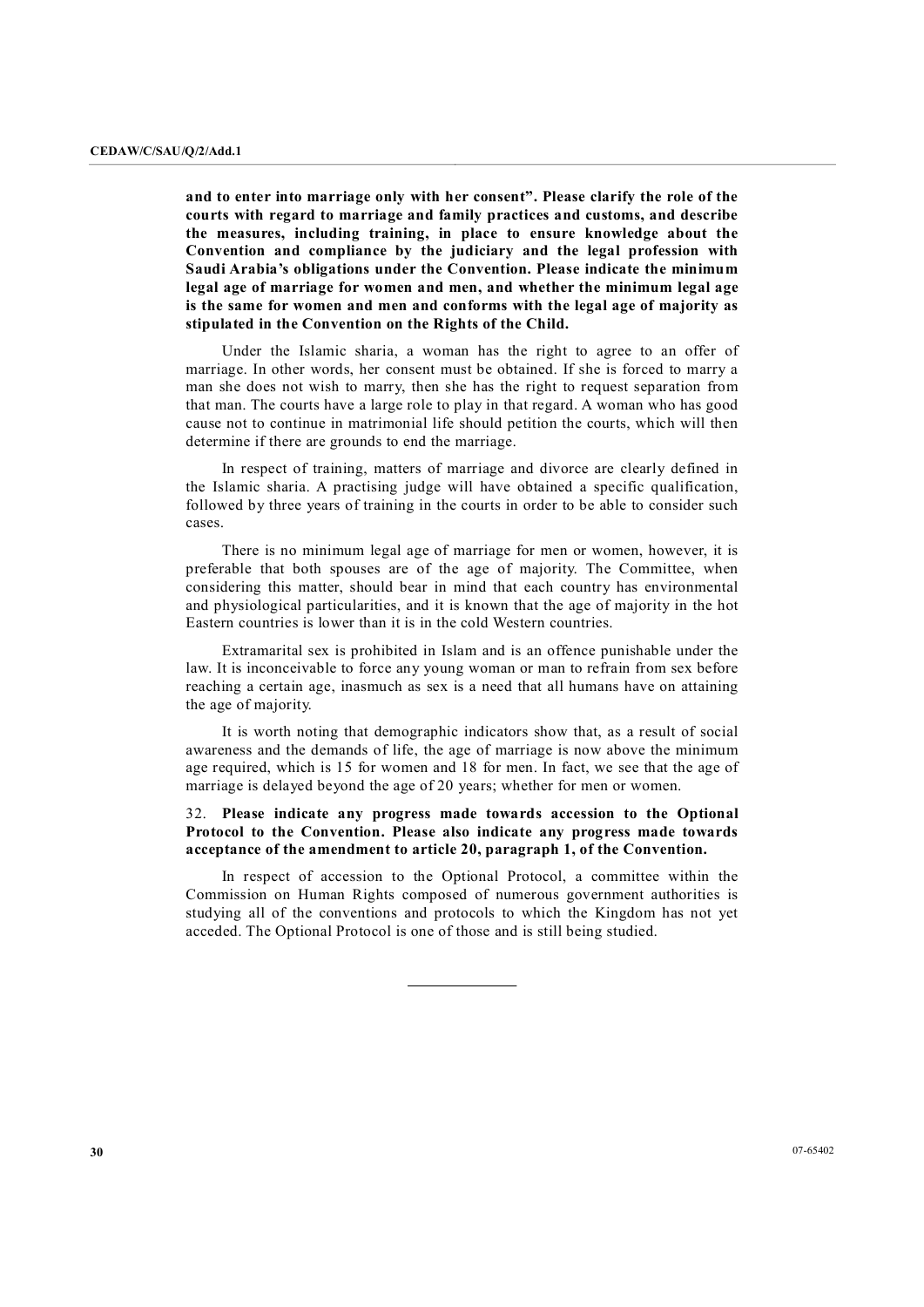**and to enter into marriage only with her consent". Please clarify the role of the courts with regard to marriage and family practices and customs, and describe the measures, including training, in place to ensure knowledge about the Convention and compliance by the judiciary and the legal profession with Saudi Arabia's obligations under the Convention. Please indicate the minimum legal age of marriage for women and men, and whether the minimum legal age is the same for women and men and conforms with the legal age of majority as stipulated in the Convention on the Rights of the Child.**

Under the Islamic sharia, a woman has the right to agree to an offer of marriage. In other words, her consent must be obtained. If she is forced to marry a man she does not wish to marry, then she has the right to request separation from that man. The courts have a large role to play in that regard. A woman who has good cause not to continue in matrimonial life should petition the courts, which will then determine if there are grounds to end the marriage.

In respect of training, matters of marriage and divorce are clearly defined in the Islamic sharia. A practising judge will have obtained a specific qualification, followed by three years of training in the courts in order to be able to consider such cases.

There is no minimum legal age of marriage for men or women, however, it is preferable that both spouses are of the age of majority. The Committee, when considering this matter, should bear in mind that each country has environmental and physiological particularities, and it is known that the age of majority in the hot Eastern countries is lower than it is in the cold Western countries.

Extramarital sex is prohibited in Islam and is an offence punishable under the law. It is inconceivable to force any young woman or man to refrain from sex before reaching a certain age, inasmuch as sex is a need that all humans have on attaining the age of majority.

It is worth noting that demographic indicators show that, as a result of social awareness and the demands of life, the age of marriage is now above the minimum age required, which is 15 for women and 18 for men. In fact, we see that the age of marriage is delayed beyond the age of 20 years; whether for men or women.

32. **Please indicate any progress made towards accession to the Optional Protocol to the Convention. Please also indicate any progress made towards acceptance of the amendment to article 20, paragraph 1, of the Convention.**

In respect of accession to the Optional Protocol, a committee within the Commission on Human Rights composed of numerous government authorities is studying all of the conventions and protocols to which the Kingdom has not yet acceded. The Optional Protocol is one of those and is still being studied.